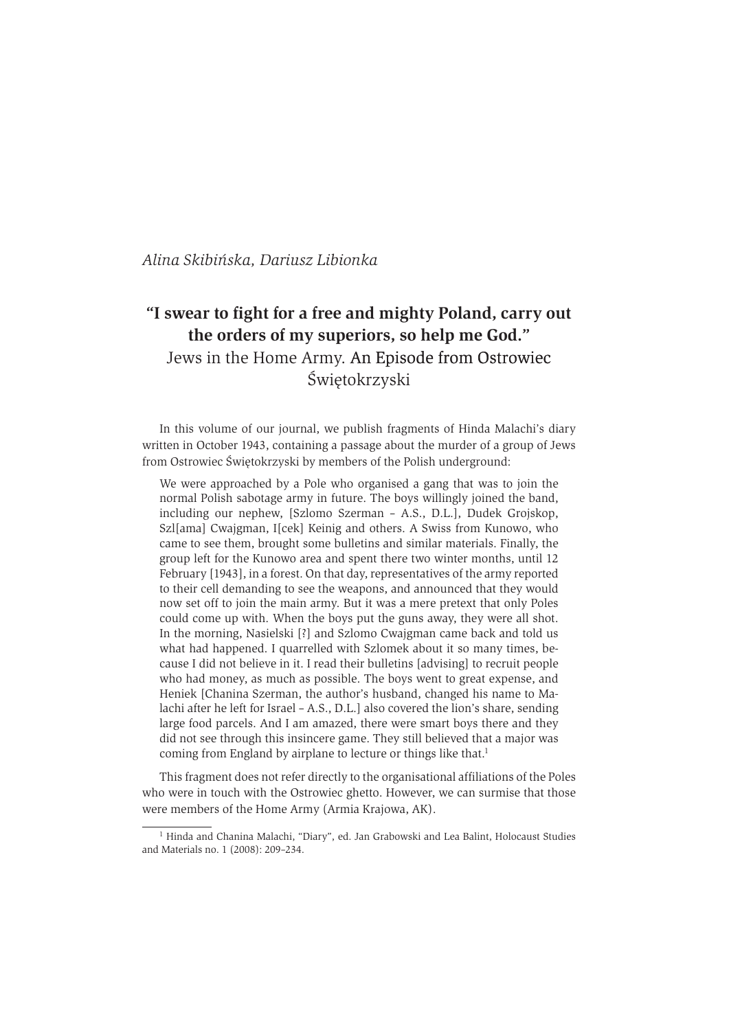*Alina Skibińska, Dariusz Libionka*

# "I swear to fight for a free and mighty Poland, carry out the orders of my superiors, so help me God."

## Jews in the Home Army. An Episode from Ostrowiec Świętokrzyski

In this volume of our journal, we publish fragments of Hinda Malachi's diary written in October 1943, containing a passage about the murder of a group of Jews from Ostrowiec Świętokrzyski by members of the Polish underground:

> We were approached by a Pole who organised a gang that was to join the normal Polish sabotage army in future. The boys willingly joined the band, including our nephew, [Szlomo Szerman – A.S., D.L.], Dudek Grojskop, Szl[ama] Cwajgman, I[cek] Keinig and others. A Swiss from Kunowo, who came to see them, brought some bulletins and similar materials. Finally, the group left for the Kunowo area and spent there two winter months, until 12 February [1943], in a forest. On that day, representatives of the army reported to their cell demanding to see the weapons, and announced that they would now set off to join the main army. But it was a mere pretext that only Poles could come up with. When the boys put the guns away, they were all shot. In the morning, Nasielski [?] and Szlomo Cwajgman came back and told us what had happened. I quarrelled with Szlomek about it so many times, because I did not believe in it. I read their bulletins [advising] to recruit people who had money, as much as possible. The boys went to great expense, and Heniek [Chanina Szerman, the author's husband, changed his name to Malachi after he left for Israel – A.S., D.L.] also covered the lion's share, sending large food parcels. And I am amazed, there were smart boys there and they did not see through this insincere game. They still believed that a major was coming from England by airplane to lecture or things like that.[1]

This fragment does not refer directly to the organisational affiliations of the Poles who were in touch with the Ostrowiec ghetto. However, we can surmise that those were members of the Home Army (Armia Krajowa, AK).

---

[1] Hinda and Chanina Malachi, "Diary", ed. Jan Grabowski and Lea Balint, Holocaust Studies and Materials no. 1 (2008): 209–234.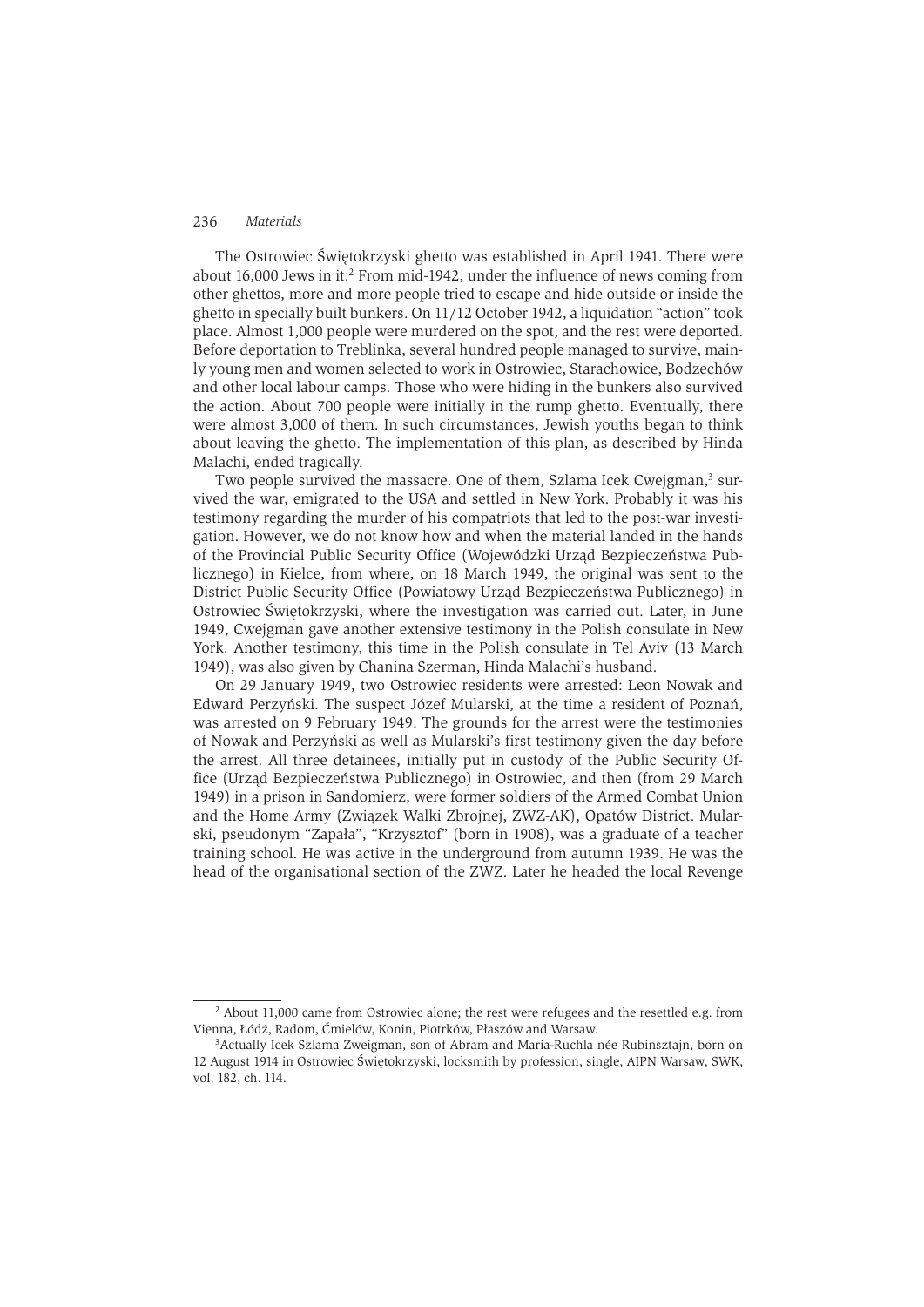The Ostrowiec Świętokrzyski ghetto was established in April 1941. There were about 16,000 Jews in it.[2] From mid-1942, under the influence of news coming from other ghettos, more and more people tried to escape and hide outside or inside the ghetto in specially built bunkers. On 11/12 October 1942, a liquidation "action" took place. Almost 1,000 people were murdered on the spot, and the rest were deported. Before deportation to Treblinka, several hundred people managed to survive, mainly young men and women selected to work in Ostrowiec, Starachowice, Bodzechów and other local labour camps. Those who were hiding in the bunkers also survived the action. About 700 people were initially in the rump ghetto. Eventually, there were almost 3,000 of them. In such circumstances, Jewish youths began to think about leaving the ghetto. The implementation of this plan, as described by Hinda Malachi, ended tragically.

Two people survived the massacre. One of them, Szlama Icek Cwejgman,[3] survived the war, emigrated to the USA and settled in New York. Probably it was his testimony regarding the murder of his compatriots that led to the post-war investigation. However, we do not know how and when the material landed in the hands of the Provincial Public Security Office (Wojewódzki Urząd Bezpieczeństwa Publicznego) in Kielce, from where, on 18 March 1949, the original was sent to the District Public Security Office (Powiatowy Urząd Bezpieczeństwa Publicznego) in Ostrowiec Świętokrzyski, where the investigation was carried out. Later, in June 1949, Cwejgman gave another extensive testimony in the Polish consulate in New York. Another testimony, this time in the Polish consulate in Tel Aviv (13 March 1949), was also given by Chanina Szerman, Hinda Malachi's husband.

On 29 January 1949, two Ostrowiec residents were arrested: Leon Nowak and Edward Perzyński. The suspect Józef Mularski, at the time a resident of Poznań, was arrested on 9 February 1949. The grounds for the arrest were the testimonies of Nowak and Perzyński as well as Mularski's first testimony given the day before the arrest. All three detainees, initially put in custody of the Public Security Office (Urząd Bezpieczeństwa Publicznego) in Ostrowiec, and then (from 29 March 1949) in a prison in Sandomierz, were former soldiers of the Armed Combat Union and the Home Army (Związek Walki Zbrojnej, ZWZ-AK), Opatów District. Mularski, pseudonym "Zapała", "Krzysztof" (born in 1908), was a graduate of a teacher training school. He was active in the underground from autumn 1939. He was the head of the organisational section of the ZWZ. Later he headed the local Revenge

---

[2] About 11,000 came from Ostrowiec alone; the rest were refugees and the resettled e.g. from Vienna, Łódź, Radom, Ćmielów, Konin, Piotrków, Płaszów and Warsaw.

[3] Actually Icek Szlama Zweigman, son of Abram and Maria-Ruchla née Rubinsztajn, born on 12 August 1914 in Ostrowiec Świętokrzyski, locksmith by profession, single, AIPN Warsaw, SWK, vol. 182, ch. 114.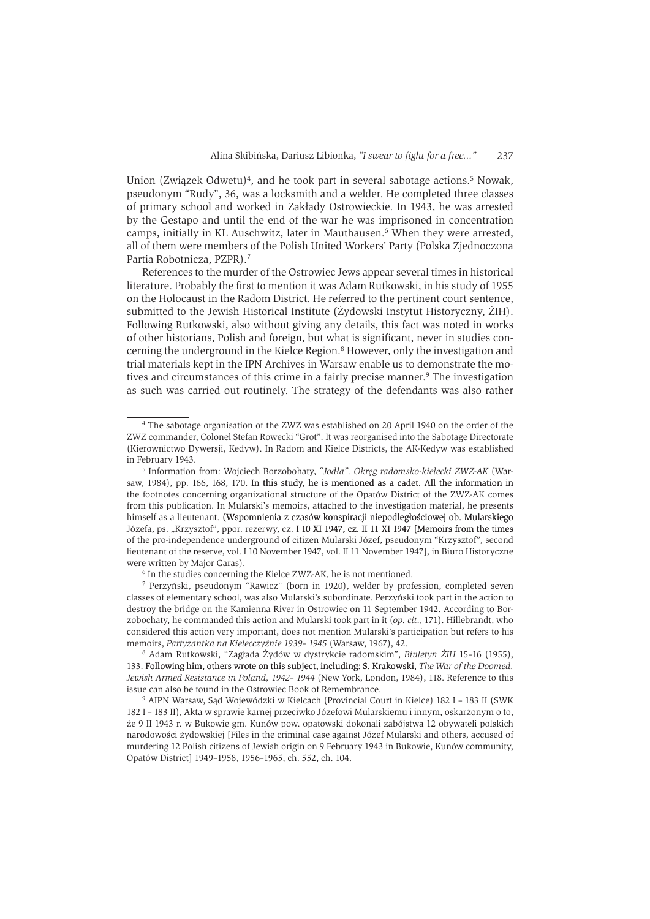Union (Związek Odwetu)[4], and he took part in several sabotage actions.[5] Nowak, pseudonym "Rudy", 36, was a locksmith and a welder. He completed three classes of primary school and worked in Zakłady Ostrowieckie. In 1943, he was arrested by the Gestapo and until the end of the war he was imprisoned in concentration camps, initially in KL Auschwitz, later in Mauthausen.[6] When they were arrested, all of them were members of the Polish United Workers' Party (Polska Zjednoczona Partia Robotnicza, PZPR).[7]

References to the murder of the Ostrowiec Jews appear several times in historical literature. Probably the first to mention it was Adam Rutkowski, in his study of 1955 on the Holocaust in the Radom District. He referred to the pertinent court sentence, submitted to the Jewish Historical Institute (Żydowski Instytut Historyczny, ŻIH). Following Rutkowski, also without giving any details, this fact was noted in works of other historians, Polish and foreign, but what is significant, never in studies concerning the underground in the Kielce Region.[8] However, only the investigation and trial materials kept in the IPN Archives in Warsaw enable us to demonstrate the motives and circumstances of this crime in a fairly precise manner.[9] The investigation as such was carried out routinely. The strategy of the defendants was also rather

---

[4] The sabotage organisation of the ZWZ was established on 20 April 1940 on the order of the ZWZ commander, Colonel Stefan Rowecki "Grot". It was reorganised into the Sabotage Directorate (Kierownictwo Dywersji, Kedyw). In Radom and Kielce Districts, the AK-Kedyw was established in February 1943.

[5] Information from: Wojciech Borzobohaty, *"Jodła". Okręg radomsko-kielecki ZWZ-AK* (Warsaw, 1984), pp. 166, 168, 170. In this study, he is mentioned as a cadet. All the information in the footnotes concerning organizational structure of the Opatów District of the ZWZ-AK comes from this publication. In Mularski's memoirs, attached to the investigation material, he presents himself as a lieutenant. (Wspomnienia z czasów konspiracji niepodległościowej ob. Mularskiego Józefa, ps. „Krzysztof", ppor. rezerwy, cz. I 10 XI 1947, cz. II 11 XI 1947 [Memoirs from the times of the pro-independence underground of citizen Mularski Józef, pseudonym "Krzysztof", second lieutenant of the reserve, vol. I 10 November 1947, vol. II 11 November 1947], in Biuro Historyczne were written by Major Garas).

[6] In the studies concerning the Kielce ZWZ-AK, he is not mentioned.

[7] Perzyński, pseudonym "Rawicz" (born in 1920), welder by profession, completed seven classes of elementary school, was also Mularski's subordinate. Perzyński took part in the action to destroy the bridge on the Kamienna River in Ostrowiec on 11 September 1942. According to Borzobochaty, he commanded this action and Mularski took part in it (*op. cit*., 171). Hillebrandt, who considered this action very important, does not mention Mularski's participation but refers to his memoirs, *Partyzantka na Kielecczyźnie 1939- 1945* (Warsaw, 1967), 42.

[8] Adam Rutkowski, "Zagłada Żydów w dystrykcie radomskim", *Biuletyn ŻIH* 15–16 (1955), 133. Following him, others wrote on this subject, including: S. Krakowski, *The War of the Doomed. Jewish Armed Resistance in Poland, 1942- 1944* (New York, London, 1984), 118. Reference to this issue can also be found in the Ostrowiec Book of Remembrance.

[9] AIPN Warsaw, Sąd Wojewódzki w Kielcach (Provincial Court in Kielce) 182 I – 183 II (SWK 182 I – 183 II), Akta w sprawie karnej przeciwko Józefowi Mularskiemu i innym, oskarżonym o to, że 9 II 1943 r. w Bukowie gm. Kunów pow. opatowski dokonali zabójstwa 12 obywateli polskich narodowości żydowskiej [Files in the criminal case against Józef Mularski and others, accused of murdering 12 Polish citizens of Jewish origin on 9 February 1943 in Bukowie, Kunów community, Opatów District] 1949–1958, 1956–1965, ch. 552, ch. 104.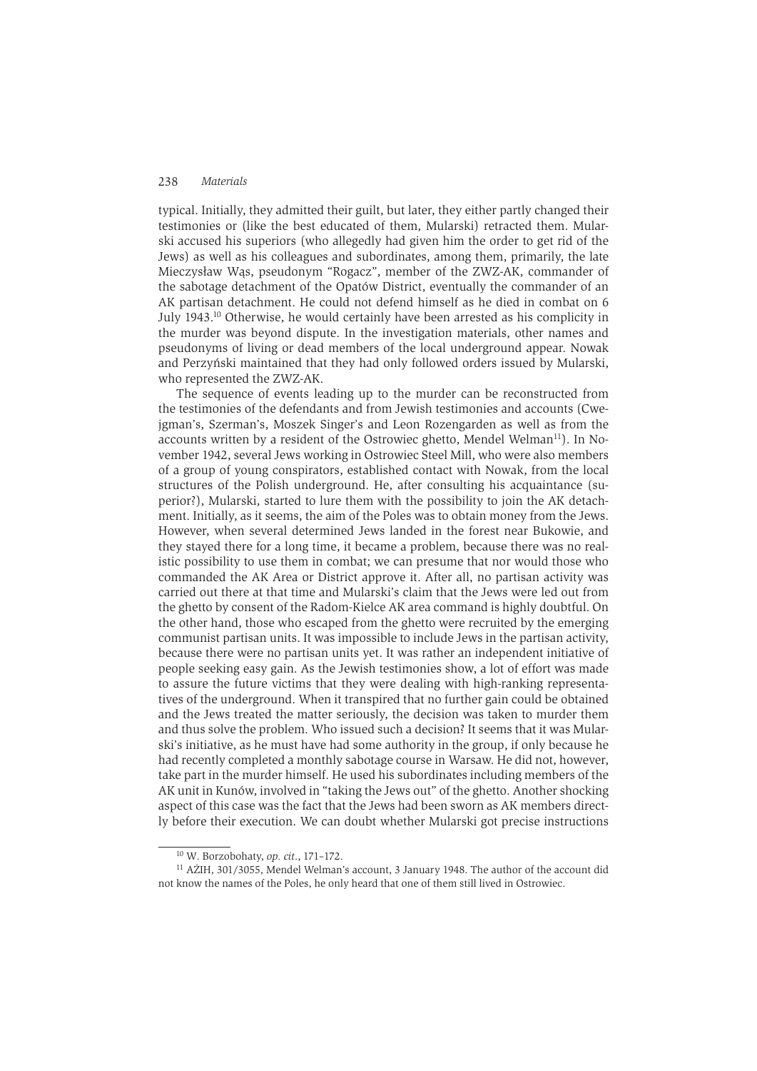typical. Initially, they admitted their guilt, but later, they either partly changed their testimonies or (like the best educated of them, Mularski) retracted them. Mularski accused his superiors (who allegedly had given him the order to get rid of the Jews) as well as his colleagues and subordinates, among them, primarily, the late Mieczysław Wąs, pseudonym "Rogacz", member of the ZWZ-AK, commander of the sabotage detachment of the Opatów District, eventually the commander of an AK partisan detachment. He could not defend himself as he died in combat on 6 July 1943.[10] Otherwise, he would certainly have been arrested as his complicity in the murder was beyond dispute. In the investigation materials, other names and pseudonyms of living or dead members of the local underground appear. Nowak and Perzyński maintained that they had only followed orders issued by Mularski, who represented the ZWZ-AK.

The sequence of events leading up to the murder can be reconstructed from the testimonies of the defendants and from Jewish testimonies and accounts (Cwejgman's, Szerman's, Moszek Singer's and Leon Rozengarden as well as from the accounts written by a resident of the Ostrowiec ghetto, Mendel Welman[11]). In November 1942, several Jews working in Ostrowiec Steel Mill, who were also members of a group of young conspirators, established contact with Nowak, from the local structures of the Polish underground. He, after consulting his acquaintance (superior?), Mularski, started to lure them with the possibility to join the AK detachment. Initially, as it seems, the aim of the Poles was to obtain money from the Jews. However, when several determined Jews landed in the forest near Bukowie, and they stayed there for a long time, it became a problem, because there was no realistic possibility to use them in combat; we can presume that nor would those who commanded the AK Area or District approve it. After all, no partisan activity was carried out there at that time and Mularski's claim that the Jews were led out from the ghetto by consent of the Radom-Kielce AK area command is highly doubtful. On the other hand, those who escaped from the ghetto were recruited by the emerging communist partisan units. It was impossible to include Jews in the partisan activity, because there were no partisan units yet. It was rather an independent initiative of people seeking easy gain. As the Jewish testimonies show, a lot of effort was made to assure the future victims that they were dealing with high-ranking representatives of the underground. When it transpired that no further gain could be obtained and the Jews treated the matter seriously, the decision was taken to murder them and thus solve the problem. Who issued such a decision? It seems that it was Mularski's initiative, as he must have had some authority in the group, if only because he had recently completed a monthly sabotage course in Warsaw. He did not, however, take part in the murder himself. He used his subordinates including members of the AK unit in Kunów, involved in "taking the Jews out" of the ghetto. Another shocking aspect of this case was the fact that the Jews had been sworn as AK members directly before their execution. We can doubt whether Mularski got precise instructions

[10] W. Borzobohaty, *op. cit.*, 171–172.

[11] AŻIH, 301/3055, Mendel Welman's account, 3 January 1948. The author of the account did not know the names of the Poles, he only heard that one of them still lived in Ostrowiec.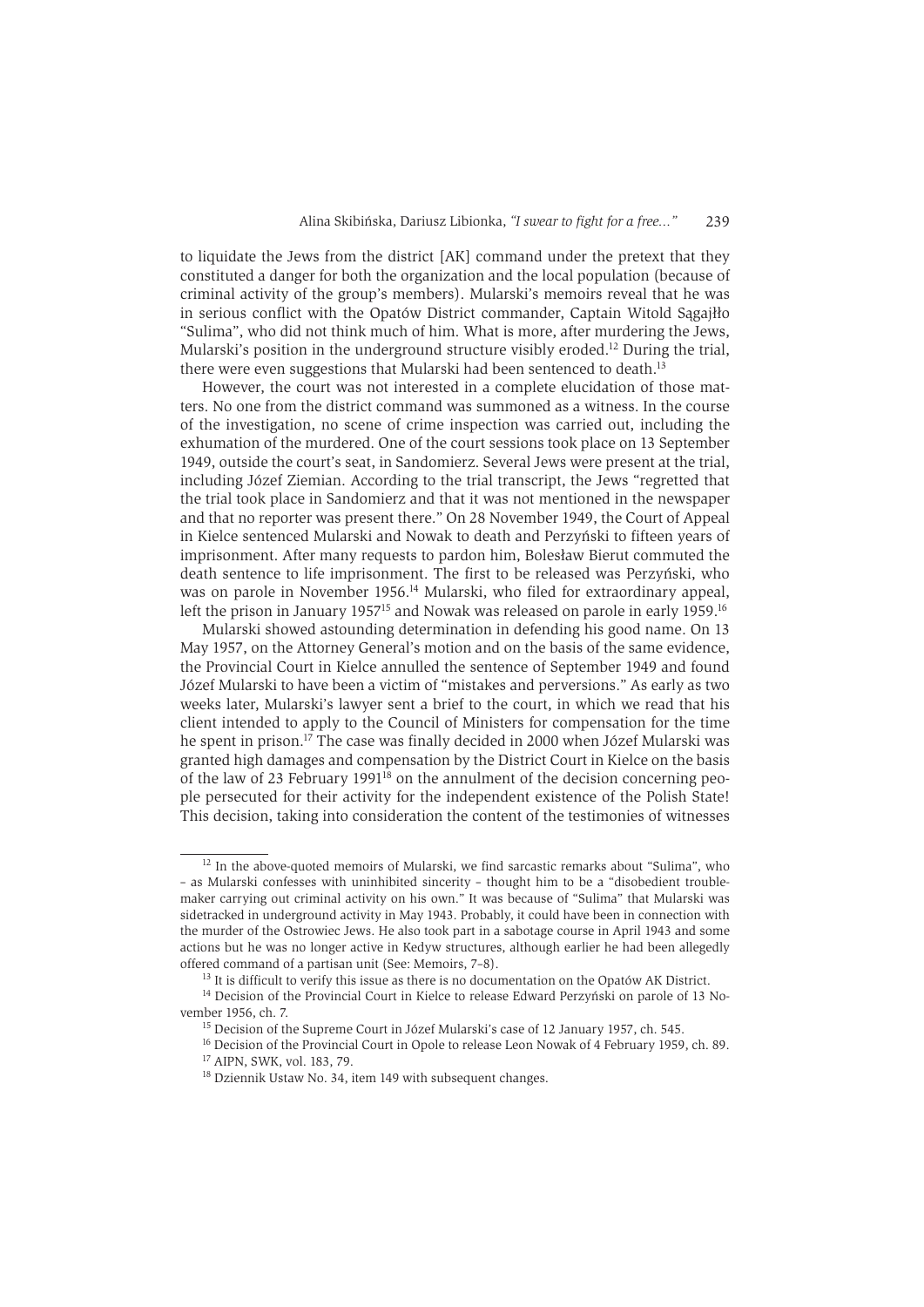to liquidate the Jews from the district [AK] command under the pretext that they constituted a danger for both the organization and the local population (because of criminal activity of the group's members). Mularski's memoirs reveal that he was in serious conflict with the Opatów District commander, Captain Witold Sągajłło "Sulima", who did not think much of him. What is more, after murdering the Jews, Mularski's position in the underground structure visibly eroded.[12] During the trial, there were even suggestions that Mularski had been sentenced to death.[13]

However, the court was not interested in a complete elucidation of those matters. No one from the district command was summoned as a witness. In the course of the investigation, no scene of crime inspection was carried out, including the exhumation of the murdered. One of the court sessions took place on 13 September 1949, outside the court's seat, in Sandomierz. Several Jews were present at the trial, including Józef Ziemian. According to the trial transcript, the Jews "regretted that the trial took place in Sandomierz and that it was not mentioned in the newspaper and that no reporter was present there." On 28 November 1949, the Court of Appeal in Kielce sentenced Mularski and Nowak to death and Perzyński to fifteen years of imprisonment. After many requests to pardon him, Bolesław Bierut commuted the death sentence to life imprisonment. The first to be released was Perzyński, who was on parole in November 1956.[14] Mularski, who filed for extraordinary appeal, left the prison in January 1957[15] and Nowak was released on parole in early 1959.[16]

Mularski showed astounding determination in defending his good name. On 13 May 1957, on the Attorney General's motion and on the basis of the same evidence, the Provincial Court in Kielce annulled the sentence of September 1949 and found Józef Mularski to have been a victim of "mistakes and perversions." As early as two weeks later, Mularski's lawyer sent a brief to the court, in which we read that his client intended to apply to the Council of Ministers for compensation for the time he spent in prison.[17] The case was finally decided in 2000 when Józef Mularski was granted high damages and compensation by the District Court in Kielce on the basis of the law of 23 February 1991[18] on the annulment of the decision concerning people persecuted for their activity for the independent existence of the Polish State! This decision, taking into consideration the content of the testimonies of witnesses

---

[12] In the above-quoted memoirs of Mularski, we find sarcastic remarks about "Sulima", who – as Mularski confesses with uninhibited sincerity – thought him to be a "disobedient troublemaker carrying out criminal activity on his own." It was because of "Sulima" that Mularski was sidetracked in underground activity in May 1943. Probably, it could have been in connection with the murder of the Ostrowiec Jews. He also took part in a sabotage course in April 1943 and some actions but he was no longer active in Kedyw structures, although earlier he had been allegedly offered command of a partisan unit (See: Memoirs, 7–8).

[13] It is difficult to verify this issue as there is no documentation on the Opatów AK District.

[14] Decision of the Provincial Court in Kielce to release Edward Perzyński on parole of 13 November 1956, ch. 7.

[15] Decision of the Supreme Court in Józef Mularski's case of 12 January 1957, ch. 545.

[16] Decision of the Provincial Court in Opole to release Leon Nowak of 4 February 1959, ch. 89.

[17] AIPN, SWK, vol. 183, 79.

[18] Dziennik Ustaw No. 34, item 149 with subsequent changes.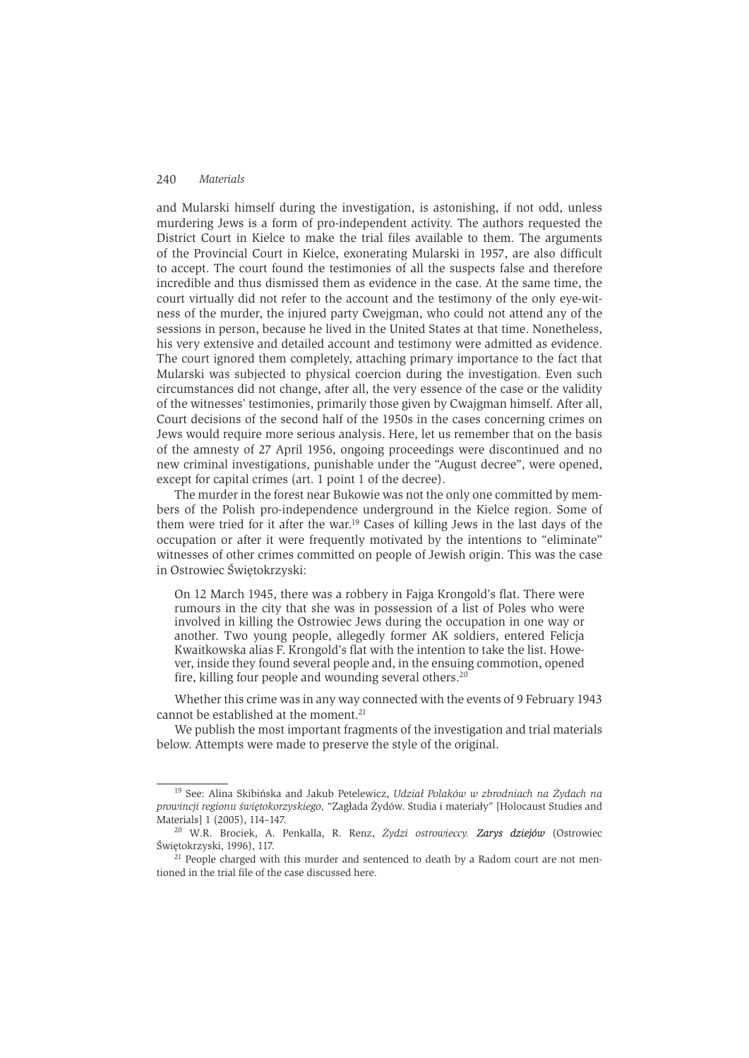and Mularski himself during the investigation, is astonishing, if not odd, unless murdering Jews is a form of pro-independent activity. The authors requested the District Court in Kielce to make the trial files available to them. The arguments of the Provincial Court in Kielce, exonerating Mularski in 1957, are also difficult to accept. The court found the testimonies of all the suspects false and therefore incredible and thus dismissed them as evidence in the case. At the same time, the court virtually did not refer to the account and the testimony of the only eye-witness of the murder, the injured party Cwejgman, who could not attend any of the sessions in person, because he lived in the United States at that time. Nonetheless, his very extensive and detailed account and testimony were admitted as evidence. The court ignored them completely, attaching primary importance to the fact that Mularski was subjected to physical coercion during the investigation. Even such circumstances did not change, after all, the very essence of the case or the validity of the witnesses' testimonies, primarily those given by Cwajgman himself. After all, Court decisions of the second half of the 1950s in the cases concerning crimes on Jews would require more serious analysis. Here, let us remember that on the basis of the amnesty of 27 April 1956, ongoing proceedings were discontinued and no new criminal investigations, punishable under the "August decree", were opened, except for capital crimes (art. 1 point 1 of the decree).

The murder in the forest near Bukowie was not the only one committed by members of the Polish pro-independence underground in the Kielce region. Some of them were tried for it after the war.[19] Cases of killing Jews in the last days of the occupation or after it were frequently motivated by the intentions to "eliminate" witnesses of other crimes committed on people of Jewish origin. This was the case in Ostrowiec Świętokrzyski:

> On 12 March 1945, there was a robbery in Fajga Krongold's flat. There were rumours in the city that she was in possession of a list of Poles who were involved in killing the Ostrowiec Jews during the occupation in one way or another. Two young people, allegedly former AK soldiers, entered Felicja Kwaitkowska alias F. Krongold's flat with the intention to take the list. However, inside they found several people and, in the ensuing commotion, opened fire, killing four people and wounding several others.[20]

Whether this crime was in any way connected with the events of 9 February 1943 cannot be established at the moment.[21]

We publish the most important fragments of the investigation and trial materials below. Attempts were made to preserve the style of the original.

---

[19] See: Alina Skibińska and Jakub Petelewicz, *Udział Polaków w zbrodniach na Żydach na prowincji regionu świętokorzyskiego*, "Zagłada Żydów. Studia i materiały" [Holocaust Studies and Materials] 1 (2005), 114–147.

[20] W.R. Brociek, A. Penkalla, R. Renz, *Żydzi ostrowieccy.* ***Zarys dziejów*** (Ostrowiec Świętokrzyski, 1996), 117.

[21] People charged with this murder and sentenced to death by a Radom court are not mentioned in the trial file of the case discussed here.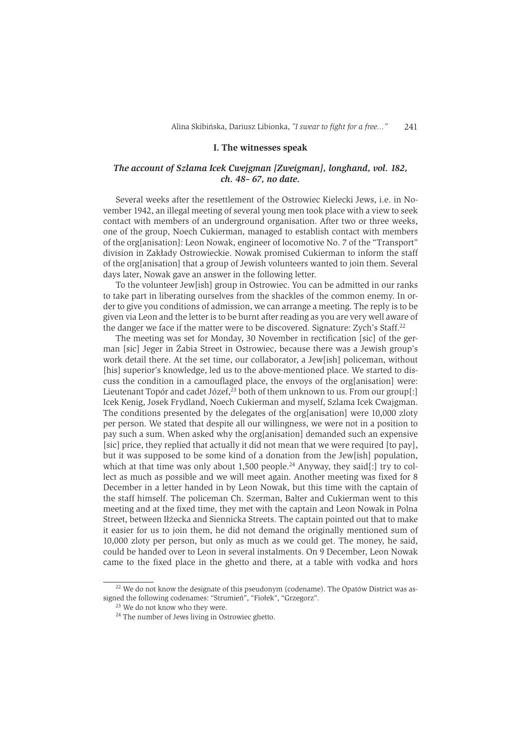## I. The witnesses speak

### *The account of Szlama Icek Cwejgman [Zweigman], longhand, vol. 182, ch. 48– 67, no date.*

Several weeks after the resettlement of the Ostrowiec Kielecki Jews, i.e. in November 1942, an illegal meeting of several young men took place with a view to seek contact with members of an underground organisation. After two or three weeks, one of the group, Noech Cukierman, managed to establish contact with members of the org[anisation]: Leon Nowak, engineer of locomotive No. 7 of the "Transport" division in Zakłady Ostrowieckie. Nowak promised Cukierman to inform the staff of the org[anisation] that a group of Jewish volunteers wanted to join them. Several days later, Nowak gave an answer in the following letter.

To the volunteer Jew[ish] group in Ostrowiec. You can be admitted in our ranks to take part in liberating ourselves from the shackles of the common enemy. In order to give you conditions of admission, we can arrange a meeting. The reply is to be given via Leon and the letter is to be burnt after reading as you are very well aware of the danger we face if the matter were to be discovered. Signature: Zych's Staff.[22]

The meeting was set for Monday, 30 November in rectification [sic] of the german [sic] Jeger in Żabia Street in Ostrowiec, because there was a Jewish group's work detail there. At the set time, our collaborator, a Jew[ish] policeman, without [his] superior's knowledge, led us to the above-mentioned place. We started to discuss the condition in a camouflaged place, the envoys of the org[anisation] were: Lieutenant Topór and cadet Józef,[23] both of them unknown to us. From our group[:] Icek Kenig, Josek Frydland, Noech Cukierman and myself, Szlama Icek Cwajgman. The conditions presented by the delegates of the org[anisation] were 10,000 zloty per person. We stated that despite all our willingness, we were not in a position to pay such a sum. When asked why the org[anisation] demanded such an expensive [sic] price, they replied that actually it did not mean that we were required [to pay], but it was supposed to be some kind of a donation from the Jew[ish] population, which at that time was only about 1,500 people.[24] Anyway, they said[:] try to collect as much as possible and we will meet again. Another meeting was fixed for 8 December in a letter handed in by Leon Nowak, but this time with the captain of the staff himself. The policeman Ch. Szerman, Balter and Cukierman went to this meeting and at the fixed time, they met with the captain and Leon Nowak in Polna Street, between Iłżecka and Siennicka Streets. The captain pointed out that to make it easier for us to join them, he did not demand the originally mentioned sum of 10,000 zloty per person, but only as much as we could get. The money, he said, could be handed over to Leon in several instalments. On 9 December, Leon Nowak came to the fixed place in the ghetto and there, at a table with vodka and hors

---

[22] We do not know the designate of this pseudonym (codename). The Opatów District was assigned the following codenames: "Strumień", "Fiołek", "Grzegorz".

[23] We do not know who they were.

[24] The number of Jews living in Ostrowiec ghetto.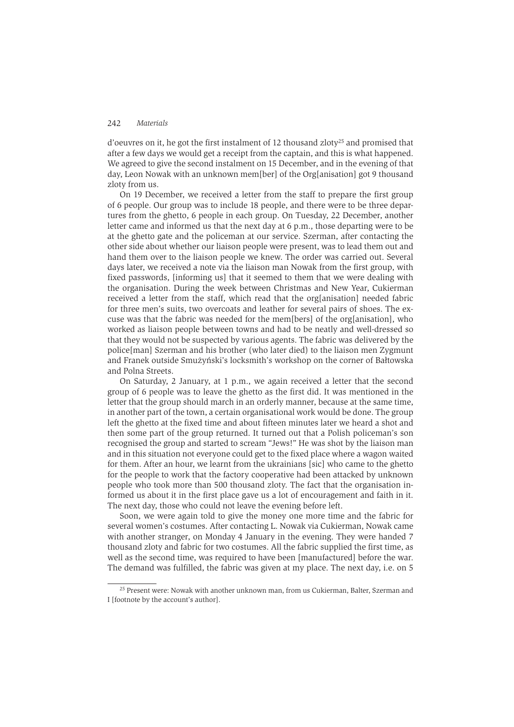d'oeuvres on it, he got the first instalment of 12 thousand zloty[25] and promised that after a few days we would get a receipt from the captain, and this is what happened. We agreed to give the second instalment on 15 December, and in the evening of that day, Leon Nowak with an unknown mem[ber] of the Org[anisation] got 9 thousand zloty from us.

On 19 December, we received a letter from the staff to prepare the first group of 6 people. Our group was to include 18 people, and there were to be three departures from the ghetto, 6 people in each group. On Tuesday, 22 December, another letter came and informed us that the next day at 6 p.m., those departing were to be at the ghetto gate and the policeman at our service. Szerman, after contacting the other side about whether our liaison people were present, was to lead them out and hand them over to the liaison people we knew. The order was carried out. Several days later, we received a note via the liaison man Nowak from the first group, with fixed passwords, [informing us] that it seemed to them that we were dealing with the organisation. During the week between Christmas and New Year, Cukierman received a letter from the staff, which read that the org[anisation] needed fabric for three men's suits, two overcoats and leather for several pairs of shoes. The excuse was that the fabric was needed for the mem[bers] of the org[anisation], who worked as liaison people between towns and had to be neatly and well-dressed so that they would not be suspected by various agents. The fabric was delivered by the police[man] Szerman and his brother (who later died) to the liaison men Zygmunt and Franek outside Smużyński's locksmith's workshop on the corner of Bałtowska and Polna Streets.

On Saturday, 2 January, at 1 p.m., we again received a letter that the second group of 6 people was to leave the ghetto as the first did. It was mentioned in the letter that the group should march in an orderly manner, because at the same time, in another part of the town, a certain organisational work would be done. The group left the ghetto at the fixed time and about fifteen minutes later we heard a shot and then some part of the group returned. It turned out that a Polish policeman's son recognised the group and started to scream "Jews!" He was shot by the liaison man and in this situation not everyone could get to the fixed place where a wagon waited for them. After an hour, we learnt from the ukrainians [sic] who came to the ghetto for the people to work that the factory cooperative had been attacked by unknown people who took more than 500 thousand zloty. The fact that the organisation informed us about it in the first place gave us a lot of encouragement and faith in it. The next day, those who could not leave the evening before left.

Soon, we were again told to give the money one more time and the fabric for several women's costumes. After contacting L. Nowak via Cukierman, Nowak came with another stranger, on Monday 4 January in the evening. They were handed 7 thousand zloty and fabric for two costumes. All the fabric supplied the first time, as well as the second time, was required to have been [manufactured] before the war. The demand was fulfilled, the fabric was given at my place. The next day, i.e. on 5

[25] Present were: Nowak with another unknown man, from us Cukierman, Balter, Szerman and I [footnote by the account's author].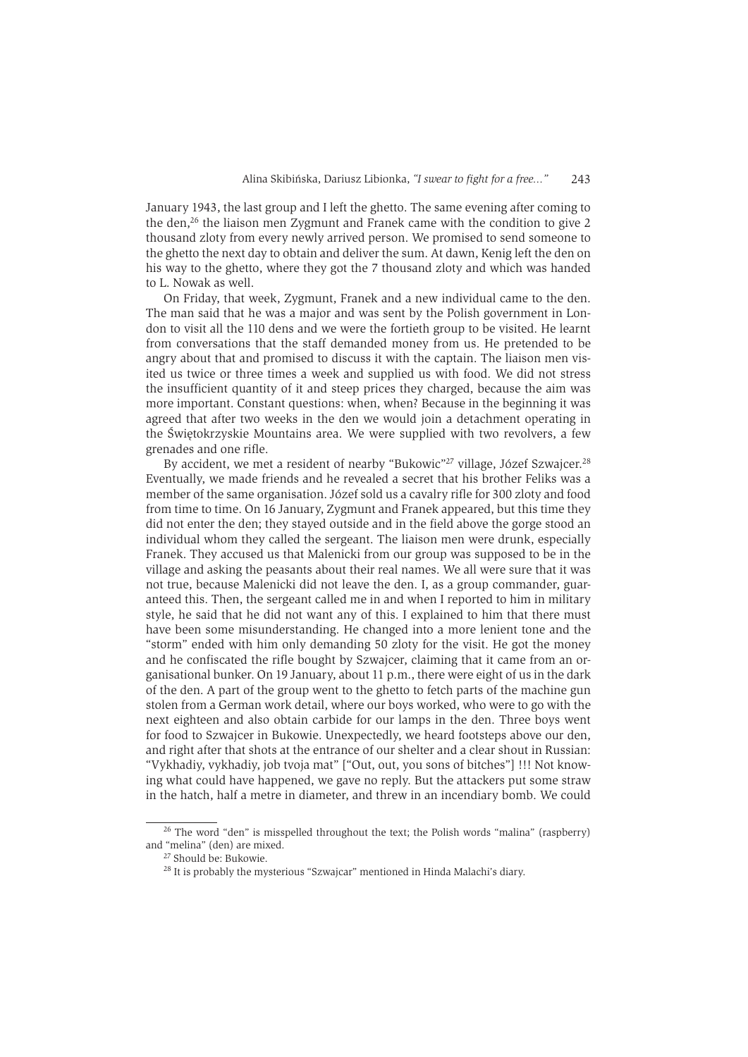January 1943, the last group and I left the ghetto. The same evening after coming to the den,[26] the liaison men Zygmunt and Franek came with the condition to give 2 thousand zloty from every newly arrived person. We promised to send someone to the ghetto the next day to obtain and deliver the sum. At dawn, Kenig left the den on his way to the ghetto, where they got the 7 thousand zloty and which was handed to L. Nowak as well.

On Friday, that week, Zygmunt, Franek and a new individual came to the den. The man said that he was a major and was sent by the Polish government in London to visit all the 110 dens and we were the fortieth group to be visited. He learnt from conversations that the staff demanded money from us. He pretended to be angry about that and promised to discuss it with the captain. The liaison men visited us twice or three times a week and supplied us with food. We did not stress the insufficient quantity of it and steep prices they charged, because the aim was more important. Constant questions: when, when? Because in the beginning it was agreed that after two weeks in the den we would join a detachment operating in the Świętokrzyskie Mountains area. We were supplied with two revolvers, a few grenades and one rifle.

By accident, we met a resident of nearby "Bukowic"[27] village, Józef Szwajcer.[28] Eventually, we made friends and he revealed a secret that his brother Feliks was a member of the same organisation. Józef sold us a cavalry rifle for 300 zloty and food from time to time. On 16 January, Zygmunt and Franek appeared, but this time they did not enter the den; they stayed outside and in the field above the gorge stood an individual whom they called the sergeant. The liaison men were drunk, especially Franek. They accused us that Malenicki from our group was supposed to be in the village and asking the peasants about their real names. We all were sure that it was not true, because Malenicki did not leave the den. I, as a group commander, guaranteed this. Then, the sergeant called me in and when I reported to him in military style, he said that he did not want any of this. I explained to him that there must have been some misunderstanding. He changed into a more lenient tone and the "storm" ended with him only demanding 50 zloty for the visit. He got the money and he confiscated the rifle bought by Szwajcer, claiming that it came from an organisational bunker. On 19 January, about 11 p.m., there were eight of us in the dark of the den. A part of the group went to the ghetto to fetch parts of the machine gun stolen from a German work detail, where our boys worked, who were to go with the next eighteen and also obtain carbide for our lamps in the den. Three boys went for food to Szwajcer in Bukowie. Unexpectedly, we heard footsteps above our den, and right after that shots at the entrance of our shelter and a clear shout in Russian: "Vykhadiy, vykhadiy, job tvoja mat" ["Out, out, you sons of bitches"] !!! Not knowing what could have happened, we gave no reply. But the attackers put some straw in the hatch, half a metre in diameter, and threw in an incendiary bomb. We could

---

[26] The word "den" is misspelled throughout the text; the Polish words "malina" (raspberry) and "melina" (den) are mixed.

[27] Should be: Bukowie.

[28] It is probably the mysterious "Szwajcar" mentioned in Hinda Malachi's diary.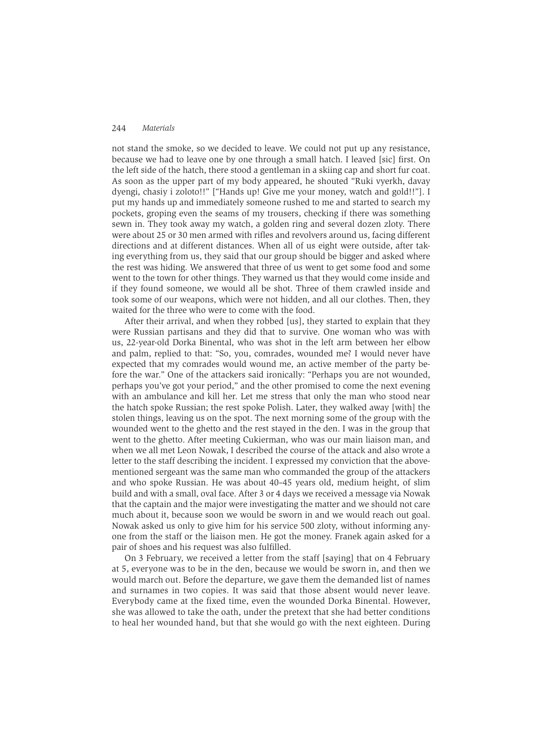not stand the smoke, so we decided to leave. We could not put up any resistance, because we had to leave one by one through a small hatch. I leaved [sic] first. On the left side of the hatch, there stood a gentleman in a skiing cap and short fur coat. As soon as the upper part of my body appeared, he shouted "Ruki vyerkh, davay dyengi, chasiy i zoloto!!" ["Hands up! Give me your money, watch and gold!!"]. I put my hands up and immediately someone rushed to me and started to search my pockets, groping even the seams of my trousers, checking if there was something sewn in. They took away my watch, a golden ring and several dozen zloty. There were about 25 or 30 men armed with rifles and revolvers around us, facing different directions and at different distances. When all of us eight were outside, after taking everything from us, they said that our group should be bigger and asked where the rest was hiding. We answered that three of us went to get some food and some went to the town for other things. They warned us that they would come inside and if they found someone, we would all be shot. Three of them crawled inside and took some of our weapons, which were not hidden, and all our clothes. Then, they waited for the three who were to come with the food.

After their arrival, and when they robbed [us], they started to explain that they were Russian partisans and they did that to survive. One woman who was with us, 22-year-old Dorka Binental, who was shot in the left arm between her elbow and palm, replied to that: "So, you, comrades, wounded me? I would never have expected that my comrades would wound me, an active member of the party before the war." One of the attackers said ironically: "Perhaps you are not wounded, perhaps you've got your period," and the other promised to come the next evening with an ambulance and kill her. Let me stress that only the man who stood near the hatch spoke Russian; the rest spoke Polish. Later, they walked away [with] the stolen things, leaving us on the spot. The next morning some of the group with the wounded went to the ghetto and the rest stayed in the den. I was in the group that went to the ghetto. After meeting Cukierman, who was our main liaison man, and when we all met Leon Nowak, I described the course of the attack and also wrote a letter to the staff describing the incident. I expressed my conviction that the above-mentioned sergeant was the same man who commanded the group of the attackers and who spoke Russian. He was about 40–45 years old, medium height, of slim build and with a small, oval face. After 3 or 4 days we received a message via Nowak that the captain and the major were investigating the matter and we should not care much about it, because soon we would be sworn in and we would reach out goal. Nowak asked us only to give him for his service 500 zloty, without informing anyone from the staff or the liaison men. He got the money. Franek again asked for a pair of shoes and his request was also fulfilled.

On 3 February, we received a letter from the staff [saying] that on 4 February at 5, everyone was to be in the den, because we would be sworn in, and then we would march out. Before the departure, we gave them the demanded list of names and surnames in two copies. It was said that those absent would never leave. Everybody came at the fixed time, even the wounded Dorka Binental. However, she was allowed to take the oath, under the pretext that she had better conditions to heal her wounded hand, but that she would go with the next eighteen. During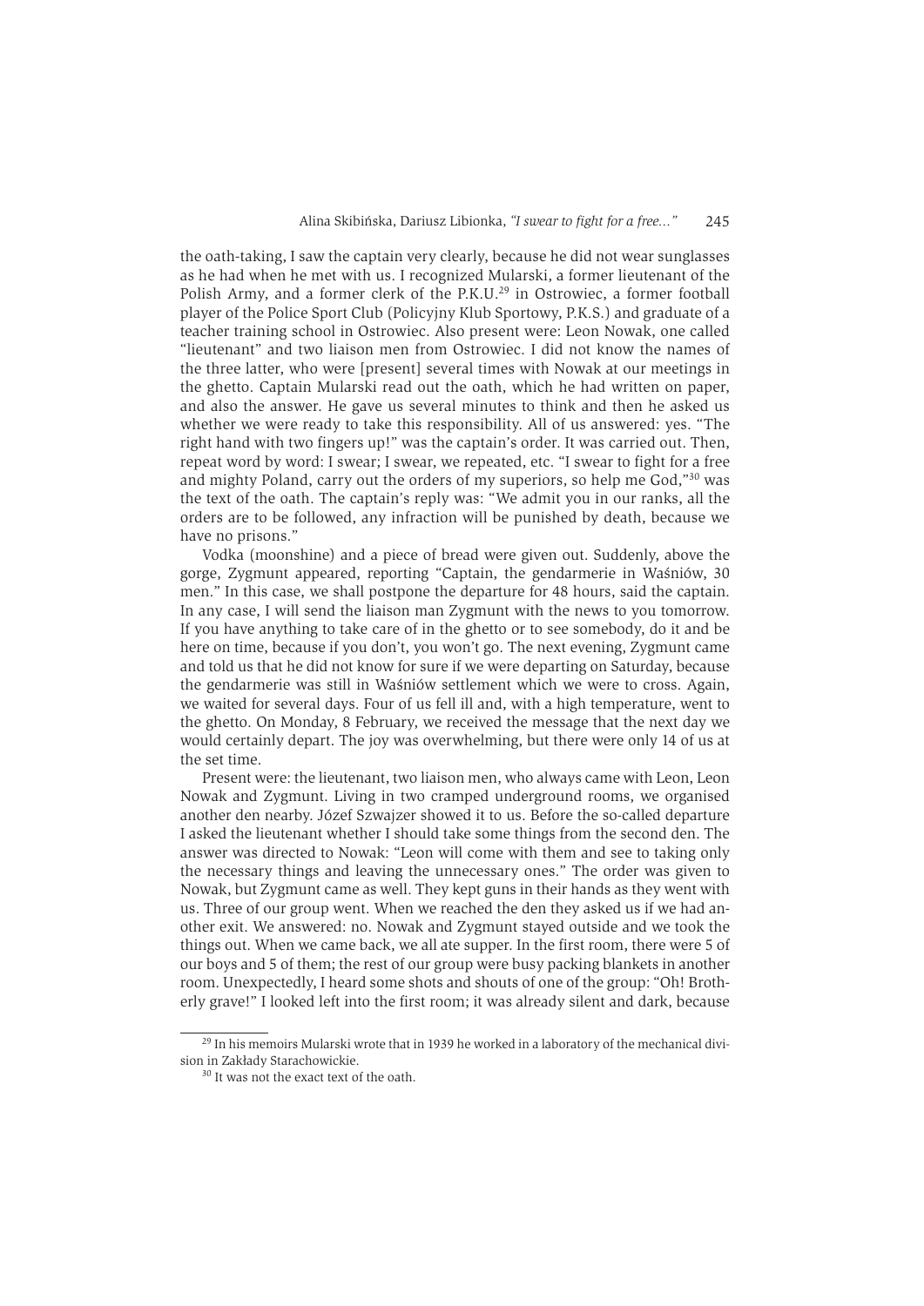the oath-taking, I saw the captain very clearly, because he did not wear sunglasses as he had when he met with us. I recognized Mularski, a former lieutenant of the Polish Army, and a former clerk of the P.K.U.[29] in Ostrowiec, a former football player of the Police Sport Club (Policyjny Klub Sportowy, P.K.S.) and graduate of a teacher training school in Ostrowiec. Also present were: Leon Nowak, one called "lieutenant" and two liaison men from Ostrowiec. I did not know the names of the three latter, who were [present] several times with Nowak at our meetings in the ghetto. Captain Mularski read out the oath, which he had written on paper, and also the answer. He gave us several minutes to think and then he asked us whether we were ready to take this responsibility. All of us answered: yes. "The right hand with two fingers up!" was the captain's order. It was carried out. Then, repeat word by word: I swear; I swear, we repeated, etc. "I swear to fight for a free and mighty Poland, carry out the orders of my superiors, so help me God,"[30] was the text of the oath. The captain's reply was: "We admit you in our ranks, all the orders are to be followed, any infraction will be punished by death, because we have no prisons."

Vodka (moonshine) and a piece of bread were given out. Suddenly, above the gorge, Zygmunt appeared, reporting "Captain, the gendarmerie in Waśniów, 30 men." In this case, we shall postpone the departure for 48 hours, said the captain. In any case, I will send the liaison man Zygmunt with the news to you tomorrow. If you have anything to take care of in the ghetto or to see somebody, do it and be here on time, because if you don't, you won't go. The next evening, Zygmunt came and told us that he did not know for sure if we were departing on Saturday, because the gendarmerie was still in Waśniów settlement which we were to cross. Again, we waited for several days. Four of us fell ill and, with a high temperature, went to the ghetto. On Monday, 8 February, we received the message that the next day we would certainly depart. The joy was overwhelming, but there were only 14 of us at the set time.

Present were: the lieutenant, two liaison men, who always came with Leon, Leon Nowak and Zygmunt. Living in two cramped underground rooms, we organised another den nearby. Józef Szwajzer showed it to us. Before the so-called departure I asked the lieutenant whether I should take some things from the second den. The answer was directed to Nowak: "Leon will come with them and see to taking only the necessary things and leaving the unnecessary ones." The order was given to Nowak, but Zygmunt came as well. They kept guns in their hands as they went with us. Three of our group went. When we reached the den they asked us if we had another exit. We answered: no. Nowak and Zygmunt stayed outside and we took the things out. When we came back, we all ate supper. In the first room, there were 5 of our boys and 5 of them; the rest of our group were busy packing blankets in another room. Unexpectedly, I heard some shots and shouts of one of the group: "Oh! Brotherly grave!" I looked left into the first room; it was already silent and dark, because

[29] In his memoirs Mularski wrote that in 1939 he worked in a laboratory of the mechanical division in Zakłady Starachowickie.

[30] It was not the exact text of the oath.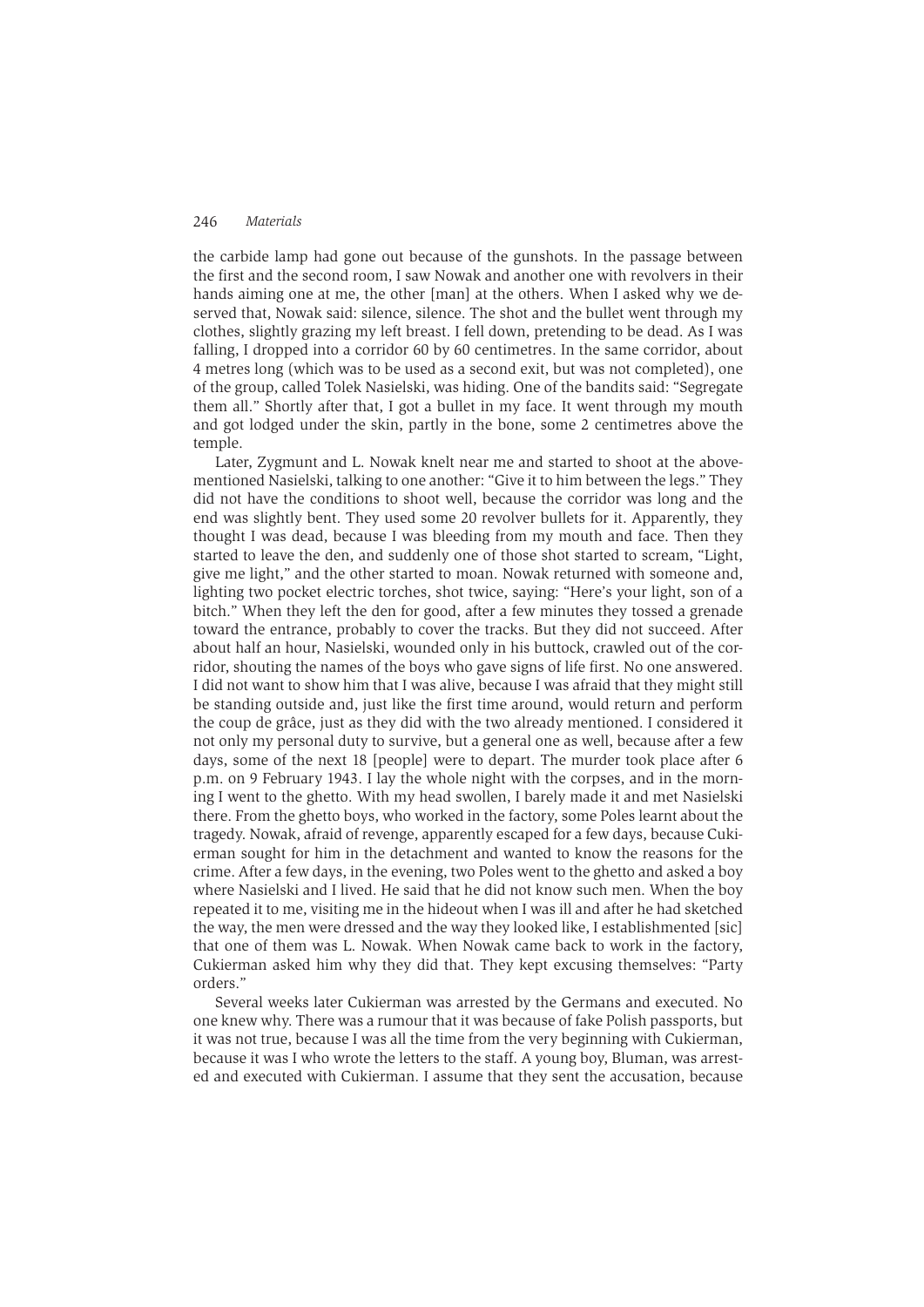the carbide lamp had gone out because of the gunshots. In the passage between the first and the second room, I saw Nowak and another one with revolvers in their hands aiming one at me, the other [man] at the others. When I asked why we deserved that, Nowak said: silence, silence. The shot and the bullet went through my clothes, slightly grazing my left breast. I fell down, pretending to be dead. As I was falling, I dropped into a corridor 60 by 60 centimetres. In the same corridor, about 4 metres long (which was to be used as a second exit, but was not completed), one of the group, called Tolek Nasielski, was hiding. One of the bandits said: "Segregate them all." Shortly after that, I got a bullet in my face. It went through my mouth and got lodged under the skin, partly in the bone, some 2 centimetres above the temple.

Later, Zygmunt and L. Nowak knelt near me and started to shoot at the above-mentioned Nasielski, talking to one another: "Give it to him between the legs." They did not have the conditions to shoot well, because the corridor was long and the end was slightly bent. They used some 20 revolver bullets for it. Apparently, they thought I was dead, because I was bleeding from my mouth and face. Then they started to leave the den, and suddenly one of those shot started to scream, "Light, give me light," and the other started to moan. Nowak returned with someone and, lighting two pocket electric torches, shot twice, saying: "Here's your light, son of a bitch." When they left the den for good, after a few minutes they tossed a grenade toward the entrance, probably to cover the tracks. But they did not succeed. After about half an hour, Nasielski, wounded only in his buttock, crawled out of the corridor, shouting the names of the boys who gave signs of life first. No one answered. I did not want to show him that I was alive, because I was afraid that they might still be standing outside and, just like the first time around, would return and perform the coup de grâce, just as they did with the two already mentioned. I considered it not only my personal duty to survive, but a general one as well, because after a few days, some of the next 18 [people] were to depart. The murder took place after 6 p.m. on 9 February 1943. I lay the whole night with the corpses, and in the morning I went to the ghetto. With my head swollen, I barely made it and met Nasielski there. From the ghetto boys, who worked in the factory, some Poles learnt about the tragedy. Nowak, afraid of revenge, apparently escaped for a few days, because Cukierman sought for him in the detachment and wanted to know the reasons for the crime. After a few days, in the evening, two Poles went to the ghetto and asked a boy where Nasielski and I lived. He said that he did not know such men. When the boy repeated it to me, visiting me in the hideout when I was ill and after he had sketched the way, the men were dressed and the way they looked like, I establishmented [sic] that one of them was L. Nowak. When Nowak came back to work in the factory, Cukierman asked him why they did that. They kept excusing themselves: "Party orders."

Several weeks later Cukierman was arrested by the Germans and executed. No one knew why. There was a rumour that it was because of fake Polish passports, but it was not true, because I was all the time from the very beginning with Cukierman, because it was I who wrote the letters to the staff. A young boy, Bluman, was arrested and executed with Cukierman. I assume that they sent the accusation, because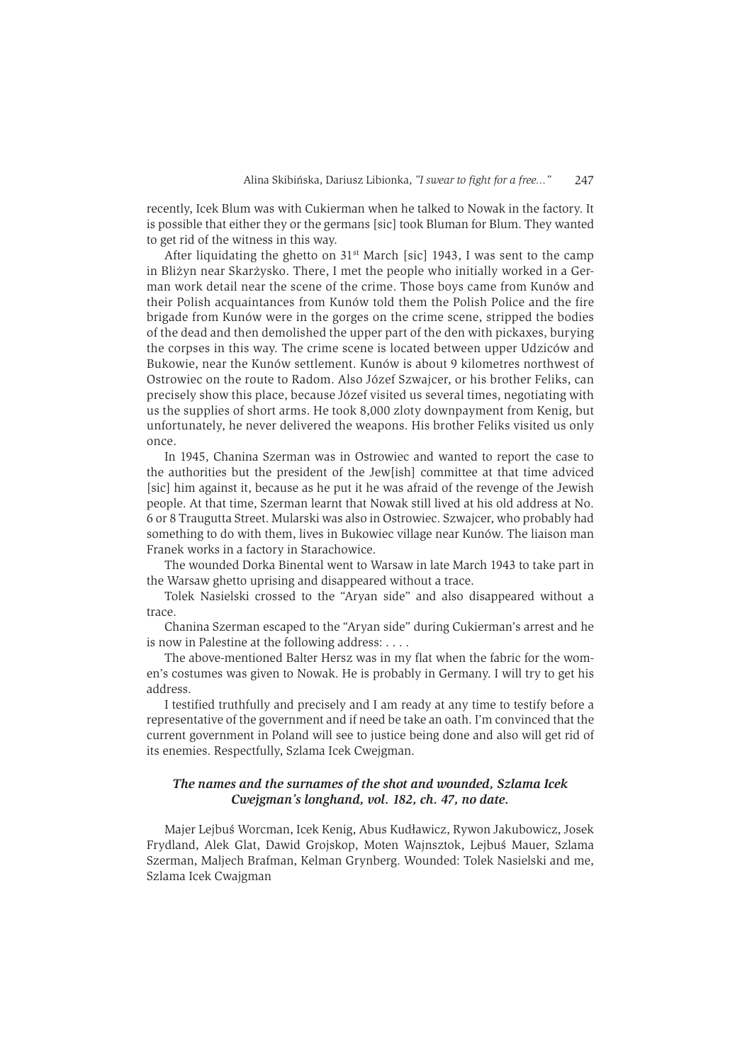recently, Icek Blum was with Cukierman when he talked to Nowak in the factory. It is possible that either they or the germans [sic] took Bluman for Blum. They wanted to get rid of the witness in this way.

After liquidating the ghetto on 31st March [sic] 1943, I was sent to the camp in Bliżyn near Skarżysko. There, I met the people who initially worked in a German work detail near the scene of the crime. Those boys came from Kunów and their Polish acquaintances from Kunów told them the Polish Police and the fire brigade from Kunów were in the gorges on the crime scene, stripped the bodies of the dead and then demolished the upper part of the den with pickaxes, burying the corpses in this way. The crime scene is located between upper Udziców and Bukowie, near the Kunów settlement. Kunów is about 9 kilometres northwest of Ostrowiec on the route to Radom. Also Józef Szwajcer, or his brother Feliks, can precisely show this place, because Józef visited us several times, negotiating with us the supplies of short arms. He took 8,000 zloty downpayment from Kenig, but unfortunately, he never delivered the weapons. His brother Feliks visited us only once.

In 1945, Chanina Szerman was in Ostrowiec and wanted to report the case to the authorities but the president of the Jew[ish] committee at that time adviced [sic] him against it, because as he put it he was afraid of the revenge of the Jewish people. At that time, Szerman learnt that Nowak still lived at his old address at No. 6 or 8 Traugutta Street. Mularski was also in Ostrowiec. Szwajcer, who probably had something to do with them, lives in Bukowiec village near Kunów. The liaison man Franek works in a factory in Starachowice.

The wounded Dorka Binental went to Warsaw in late March 1943 to take part in the Warsaw ghetto uprising and disappeared without a trace.

Tolek Nasielski crossed to the "Aryan side" and also disappeared without a trace.

Chanina Szerman escaped to the "Aryan side" during Cukierman's arrest and he is now in Palestine at the following address: . . . .

The above-mentioned Balter Hersz was in my flat when the fabric for the women's costumes was given to Nowak. He is probably in Germany. I will try to get his address.

I testified truthfully and precisely and I am ready at any time to testify before a representative of the government and if need be take an oath. I'm convinced that the current government in Poland will see to justice being done and also will get rid of its enemies. Respectfully, Szlama Icek Cwejgman.

***The names and the surnames of the shot and wounded, Szlama Icek Cwejgman's longhand, vol. 182, ch. 47, no date.***

Majer Lejbuś Worcman, Icek Kenig, Abus Kudławicz, Rywon Jakubowicz, Josek Frydland, Alek Glat, Dawid Grojskop, Moten Wajnsztok, Lejbuś Mauer, Szlama Szerman, Maljech Brafman, Kelman Grynberg. Wounded: Tolek Nasielski and me, Szlama Icek Cwajgman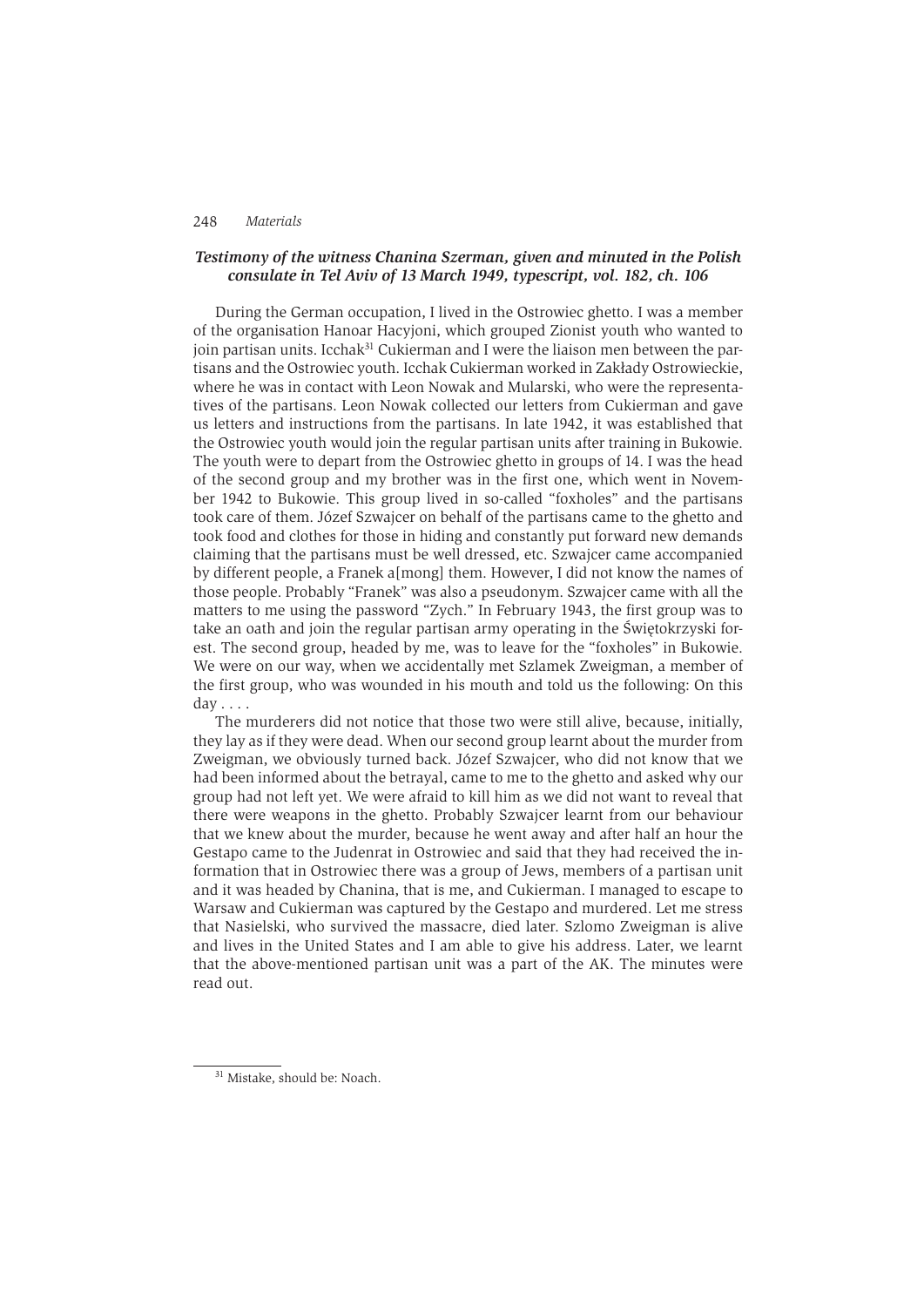### *Testimony of the witness Chanina Szerman, given and minuted in the Polish consulate in Tel Aviv of 13 March 1949, typescript, vol. 182, ch. 106*

During the German occupation, I lived in the Ostrowiec ghetto. I was a member of the organisation Hanoar Hacyjoni, which grouped Zionist youth who wanted to join partisan units. Icchak[31] Cukierman and I were the liaison men between the partisans and the Ostrowiec youth. Icchak Cukierman worked in Zakłady Ostrowieckie, where he was in contact with Leon Nowak and Mularski, who were the representatives of the partisans. Leon Nowak collected our letters from Cukierman and gave us letters and instructions from the partisans. In late 1942, it was established that the Ostrowiec youth would join the regular partisan units after training in Bukowie. The youth were to depart from the Ostrowiec ghetto in groups of 14. I was the head of the second group and my brother was in the first one, which went in November 1942 to Bukowie. This group lived in so-called "foxholes" and the partisans took care of them. Józef Szwajcer on behalf of the partisans came to the ghetto and took food and clothes for those in hiding and constantly put forward new demands claiming that the partisans must be well dressed, etc. Szwajcer came accompanied by different people, a Franek a[mong] them. However, I did not know the names of those people. Probably "Franek" was also a pseudonym. Szwajcer came with all the matters to me using the password "Zych." In February 1943, the first group was to take an oath and join the regular partisan army operating in the Świętokrzyski forest. The second group, headed by me, was to leave for the "foxholes" in Bukowie. We were on our way, when we accidentally met Szlamek Zweigman, a member of the first group, who was wounded in his mouth and told us the following: On this day . . . .

The murderers did not notice that those two were still alive, because, initially, they lay as if they were dead. When our second group learnt about the murder from Zweigman, we obviously turned back. Józef Szwajcer, who did not know that we had been informed about the betrayal, came to me to the ghetto and asked why our group had not left yet. We were afraid to kill him as we did not want to reveal that there were weapons in the ghetto. Probably Szwajcer learnt from our behaviour that we knew about the murder, because he went away and after half an hour the Gestapo came to the Judenrat in Ostrowiec and said that they had received the information that in Ostrowiec there was a group of Jews, members of a partisan unit and it was headed by Chanina, that is me, and Cukierman. I managed to escape to Warsaw and Cukierman was captured by the Gestapo and murdered. Let me stress that Nasielski, who survived the massacre, died later. Szlomo Zweigman is alive and lives in the United States and I am able to give his address. Later, we learnt that the above-mentioned partisan unit was a part of the AK. The minutes were read out.

---

[31] Mistake, should be: Noach.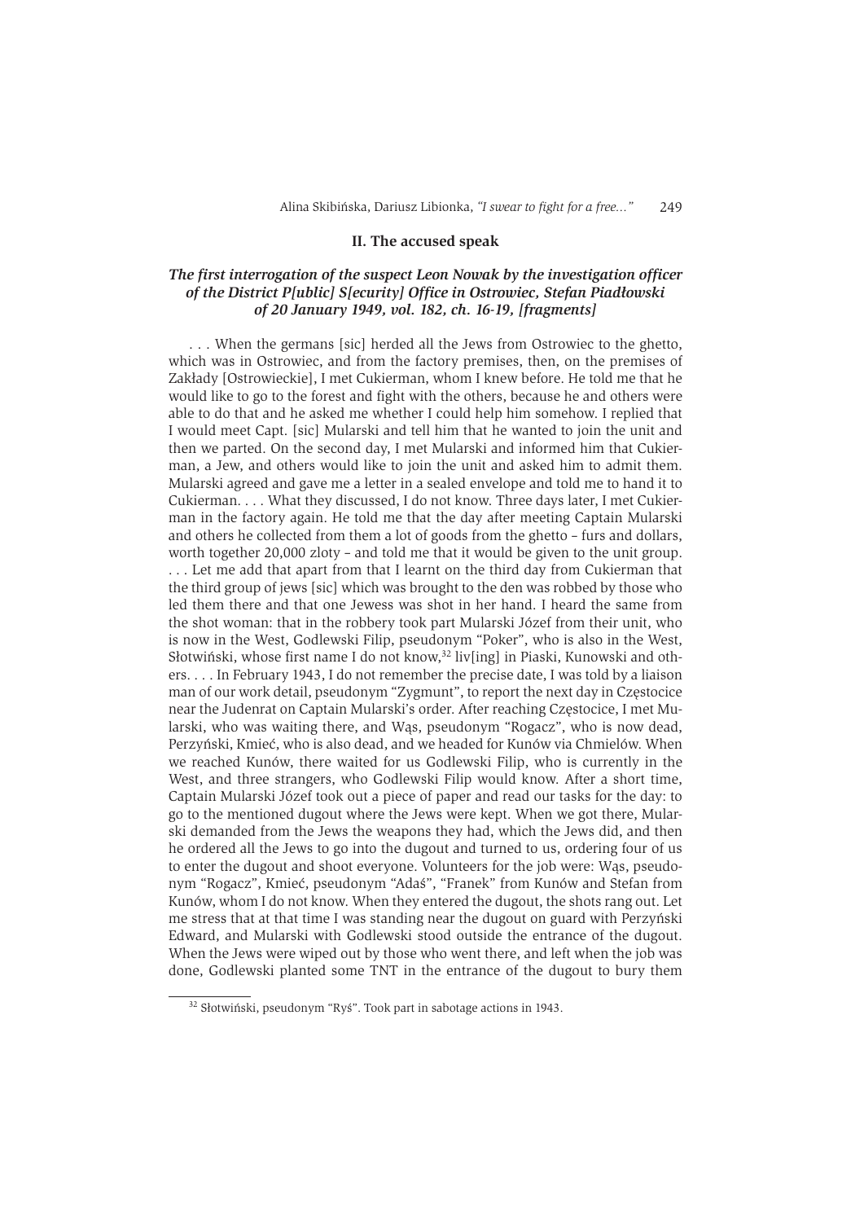## II. The accused speak

### *The first interrogation of the suspect Leon Nowak by the investigation officer of the District P[ublic] S[ecurity] Office in Ostrowiec, Stefan Piadłowski of 20 January 1949, vol. 182, ch. 16-19, [fragments]*

. . . When the germans [sic] herded all the Jews from Ostrowiec to the ghetto, which was in Ostrowiec, and from the factory premises, then, on the premises of Zakłady [Ostrowieckie], I met Cukierman, whom I knew before. He told me that he would like to go to the forest and fight with the others, because he and others were able to do that and he asked me whether I could help him somehow. I replied that I would meet Capt. [sic] Mularski and tell him that he wanted to join the unit and then we parted. On the second day, I met Mularski and informed him that Cukierman, a Jew, and others would like to join the unit and asked him to admit them. Mularski agreed and gave me a letter in a sealed envelope and told me to hand it to Cukierman. . . . What they discussed, I do not know. Three days later, I met Cukierman in the factory again. He told me that the day after meeting Captain Mularski and others he collected from them a lot of goods from the ghetto – furs and dollars, worth together 20,000 zloty – and told me that it would be given to the unit group. . . . Let me add that apart from that I learnt on the third day from Cukierman that the third group of jews [sic] which was brought to the den was robbed by those who led them there and that one Jewess was shot in her hand. I heard the same from the shot woman: that in the robbery took part Mularski Józef from their unit, who is now in the West, Godlewski Filip, pseudonym "Poker", who is also in the West, Słotwiński, whose first name I do not know,[32] liv[ing] in Piaski, Kunowski and others. . . . In February 1943, I do not remember the precise date, I was told by a liaison man of our work detail, pseudonym "Zygmunt", to report the next day in Częstocice near the Judenrat on Captain Mularski's order. After reaching Częstocice, I met Mularski, who was waiting there, and Wąs, pseudonym "Rogacz", who is now dead, Perzyński, Kmieć, who is also dead, and we headed for Kunów via Chmielów. When we reached Kunów, there waited for us Godlewski Filip, who is currently in the West, and three strangers, who Godlewski Filip would know. After a short time, Captain Mularski Józef took out a piece of paper and read our tasks for the day: to go to the mentioned dugout where the Jews were kept. When we got there, Mularski demanded from the Jews the weapons they had, which the Jews did, and then he ordered all the Jews to go into the dugout and turned to us, ordering four of us to enter the dugout and shoot everyone. Volunteers for the job were: Wąs, pseudonym "Rogacz", Kmieć, pseudonym "Adaś", "Franek" from Kunów and Stefan from Kunów, whom I do not know. When they entered the dugout, the shots rang out. Let me stress that at that time I was standing near the dugout on guard with Perzyński Edward, and Mularski with Godlewski stood outside the entrance of the dugout. When the Jews were wiped out by those who went there, and left when the job was done, Godlewski planted some TNT in the entrance of the dugout to bury them

[32] Słotwiński, pseudonym "Ryś". Took part in sabotage actions in 1943.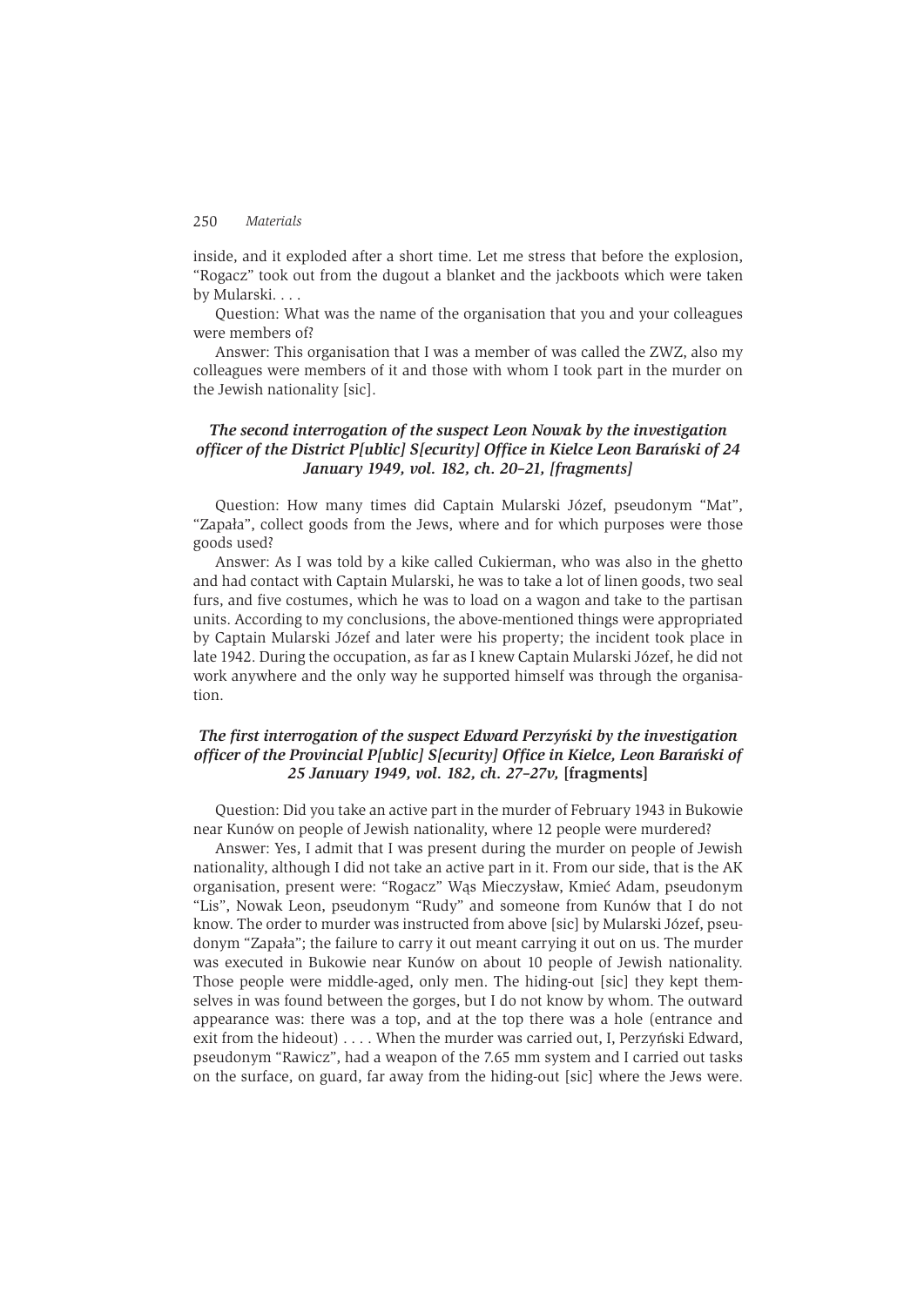inside, and it exploded after a short time. Let me stress that before the explosion, "Rogacz" took out from the dugout a blanket and the jackboots which were taken by Mularski. . . .

Question: What was the name of the organisation that you and your colleagues were members of?

Answer: This organisation that I was a member of was called the ZWZ, also my colleagues were members of it and those with whom I took part in the murder on the Jewish nationality [sic].

### *The second interrogation of the suspect Leon Nowak by the investigation officer of the District P[ublic] S[ecurity] Office in Kielce Leon Barański of 24 January 1949, vol. 182, ch. 20–21, [fragments]*

Question: How many times did Captain Mularski Józef, pseudonym "Mat", "Zapała", collect goods from the Jews, where and for which purposes were those goods used?

Answer: As I was told by a kike called Cukierman, who was also in the ghetto and had contact with Captain Mularski, he was to take a lot of linen goods, two seal furs, and five costumes, which he was to load on a wagon and take to the partisan units. According to my conclusions, the above-mentioned things were appropriated by Captain Mularski Józef and later were his property; the incident took place in late 1942. During the occupation, as far as I knew Captain Mularski Józef, he did not work anywhere and the only way he supported himself was through the organisation.

### *The first interrogation of the suspect Edward Perzyński by the investigation officer of the Provincial P[ublic] S[ecurity] Office in Kielce, Leon Barański of 25 January 1949, vol. 182, ch. 27–27v,* **[fragments]**

Question: Did you take an active part in the murder of February 1943 in Bukowie near Kunów on people of Jewish nationality, where 12 people were murdered?

Answer: Yes, I admit that I was present during the murder on people of Jewish nationality, although I did not take an active part in it. From our side, that is the AK organisation, present were: "Rogacz" Wąs Mieczysław, Kmieć Adam, pseudonym "Lis", Nowak Leon, pseudonym "Rudy" and someone from Kunów that I do not know. The order to murder was instructed from above [sic] by Mularski Józef, pseudonym "Zapała"; the failure to carry it out meant carrying it out on us. The murder was executed in Bukowie near Kunów on about 10 people of Jewish nationality. Those people were middle-aged, only men. The hiding-out [sic] they kept themselves in was found between the gorges, but I do not know by whom. The outward appearance was: there was a top, and at the top there was a hole (entrance and exit from the hideout) . . . . When the murder was carried out, I, Perzyński Edward, pseudonym "Rawicz", had a weapon of the 7.65 mm system and I carried out tasks on the surface, on guard, far away from the hiding-out [sic] where the Jews were.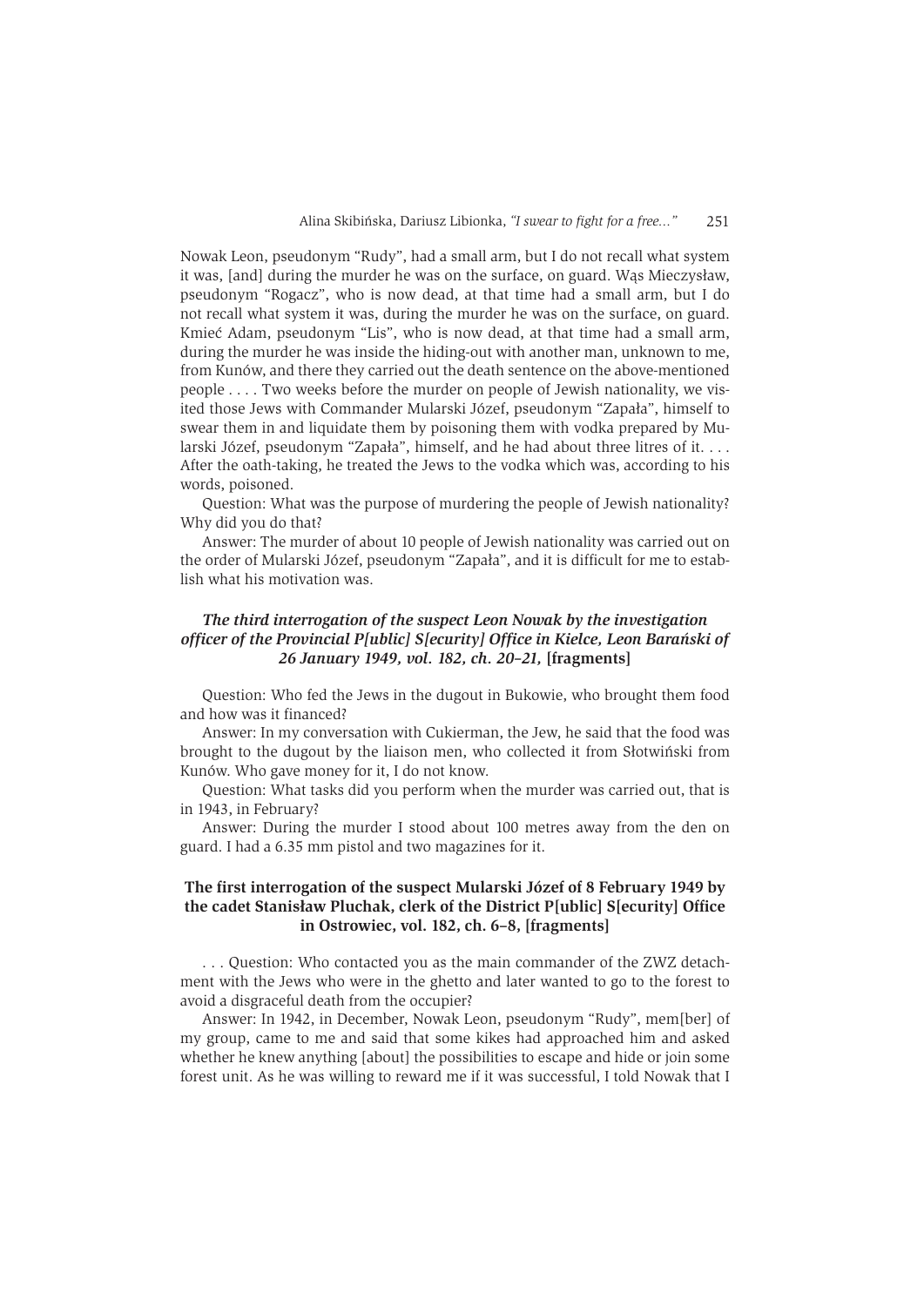Nowak Leon, pseudonym "Rudy", had a small arm, but I do not recall what system it was, [and] during the murder he was on the surface, on guard. Wąs Mieczysław, pseudonym "Rogacz", who is now dead, at that time had a small arm, but I do not recall what system it was, during the murder he was on the surface, on guard. Kmieć Adam, pseudonym "Lis", who is now dead, at that time had a small arm, during the murder he was inside the hiding-out with another man, unknown to me, from Kunów, and there they carried out the death sentence on the above-mentioned people . . . . Two weeks before the murder on people of Jewish nationality, we visited those Jews with Commander Mularski Józef, pseudonym "Zapała", himself to swear them in and liquidate them by poisoning them with vodka prepared by Mularski Józef, pseudonym "Zapała", himself, and he had about three litres of it. . . . After the oath-taking, he treated the Jews to the vodka which was, according to his words, poisoned.

Question: What was the purpose of murdering the people of Jewish nationality? Why did you do that?

Answer: The murder of about 10 people of Jewish nationality was carried out on the order of Mularski Józef, pseudonym "Zapała", and it is difficult for me to establish what his motivation was.

### *The third interrogation of the suspect Leon Nowak by the investigation officer of the Provincial P[ublic] S[ecurity] Office in Kielce, Leon Barański of 26 January 1949, vol. 182, ch. 20–21,* [fragments]

Question: Who fed the Jews in the dugout in Bukowie, who brought them food and how was it financed?

Answer: In my conversation with Cukierman, the Jew, he said that the food was brought to the dugout by the liaison men, who collected it from Słotwiński from Kunów. Who gave money for it, I do not know.

Question: What tasks did you perform when the murder was carried out, that is in 1943, in February?

Answer: During the murder I stood about 100 metres away from the den on guard. I had a 6.35 mm pistol and two magazines for it.

### The first interrogation of the suspect Mularski Józef of 8 February 1949 by the cadet Stanisław Pluchak, clerk of the District P[ublic] S[ecurity] Office in Ostrowiec, vol. 182, ch. 6–8, [fragments]

. . . Question: Who contacted you as the main commander of the ZWZ detachment with the Jews who were in the ghetto and later wanted to go to the forest to avoid a disgraceful death from the occupier?

Answer: In 1942, in December, Nowak Leon, pseudonym "Rudy", mem[ber] of my group, came to me and said that some kikes had approached him and asked whether he knew anything [about] the possibilities to escape and hide or join some forest unit. As he was willing to reward me if it was successful, I told Nowak that I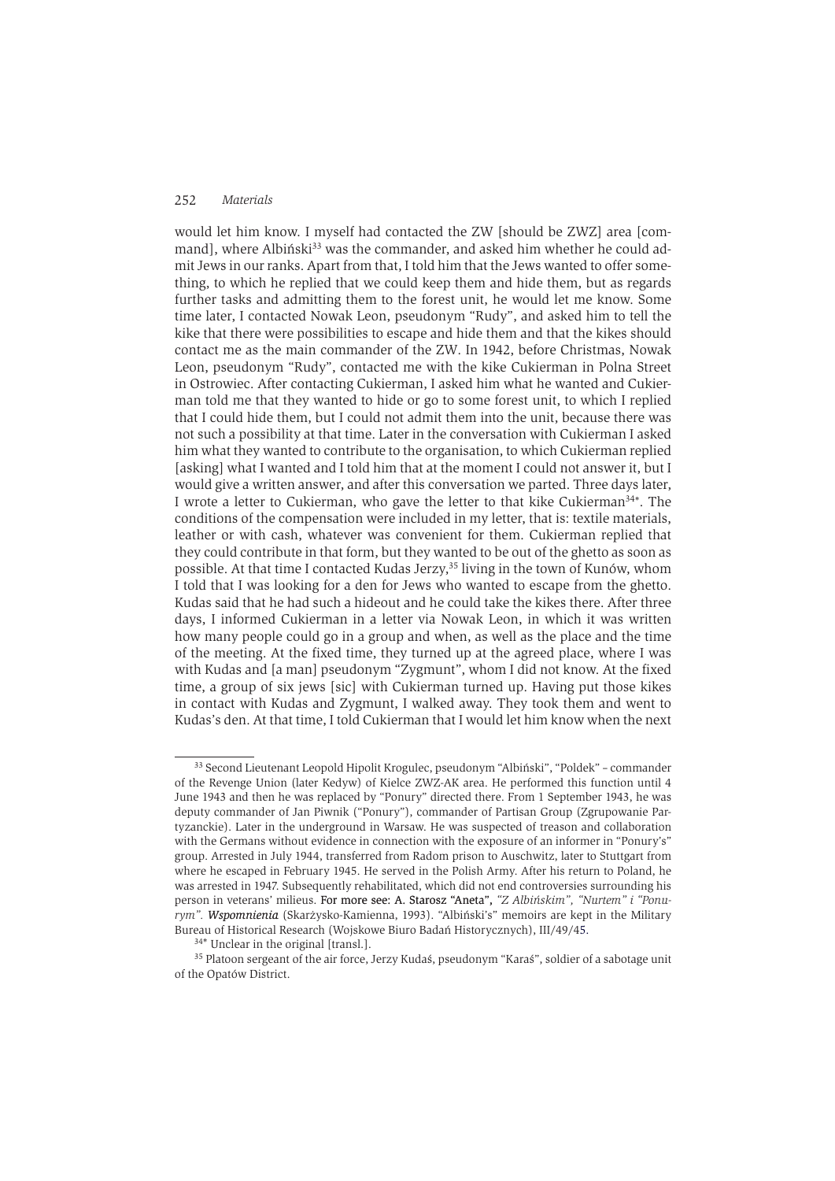would let him know. I myself had contacted the ZW [should be ZWZ] area [command], where Albiński[33] was the commander, and asked him whether he could admit Jews in our ranks. Apart from that, I told him that the Jews wanted to offer something, to which he replied that we could keep them and hide them, but as regards further tasks and admitting them to the forest unit, he would let me know. Some time later, I contacted Nowak Leon, pseudonym "Rudy", and asked him to tell the kike that there were possibilities to escape and hide them and that the kikes should contact me as the main commander of the ZW. In 1942, before Christmas, Nowak Leon, pseudonym "Rudy", contacted me with the kike Cukierman in Polna Street in Ostrowiec. After contacting Cukierman, I asked him what he wanted and Cukierman told me that they wanted to hide or go to some forest unit, to which I replied that I could hide them, but I could not admit them into the unit, because there was not such a possibility at that time. Later in the conversation with Cukierman I asked him what they wanted to contribute to the organisation, to which Cukierman replied [asking] what I wanted and I told him that at the moment I could not answer it, but I would give a written answer, and after this conversation we parted. Three days later, I wrote a letter to Cukierman, who gave the letter to that kike Cukierman[34*]. The conditions of the compensation were included in my letter, that is: textile materials, leather or with cash, whatever was convenient for them. Cukierman replied that they could contribute in that form, but they wanted to be out of the ghetto as soon as possible. At that time I contacted Kudas Jerzy,[35] living in the town of Kunów, whom I told that I was looking for a den for Jews who wanted to escape from the ghetto. Kudas said that he had such a hideout and he could take the kikes there. After three days, I informed Cukierman in a letter via Nowak Leon, in which it was written how many people could go in a group and when, as well as the place and the time of the meeting. At the fixed time, they turned up at the agreed place, where I was with Kudas and [a man] pseudonym "Zygmunt", whom I did not know. At the fixed time, a group of six jews [sic] with Cukierman turned up. Having put those kikes in contact with Kudas and Zygmunt, I walked away. They took them and went to Kudas's den. At that time, I told Cukierman that I would let him know when the next

---

[33] Second Lieutenant Leopold Hipolit Krogulec, pseudonym "Albiński", "Poldek" – commander of the Revenge Union (later Kedyw) of Kielce ZWZ-AK area. He performed this function until 4 June 1943 and then he was replaced by "Ponury" directed there. From 1 September 1943, he was deputy commander of Jan Piwnik ("Ponury"), commander of Partisan Group (Zgrupowanie Partyzanckie). Later in the underground in Warsaw. He was suspected of treason and collaboration with the Germans without evidence in connection with the exposure of an informer in "Ponury's" group. Arrested in July 1944, transferred from Radom prison to Auschwitz, later to Stuttgart from where he escaped in February 1945. He served in the Polish Army. After his return to Poland, he was arrested in 1947. Subsequently rehabilitated, which did not end controversies surrounding his person in veterans' milieus. For more see: A. Starosz "Aneta", *"Z Albińskim", "Nurtem" i "Ponurym". Wspomnienia* (Skarżysko-Kamienna, 1993). "Albiński's" memoirs are kept in the Military Bureau of Historical Research (Wojskowe Biuro Badań Historycznych), III/49/45.

[34*] Unclear in the original [transl.].

[35] Platoon sergeant of the air force, Jerzy Kudaś, pseudonym "Karaś", soldier of a sabotage unit of the Opatów District.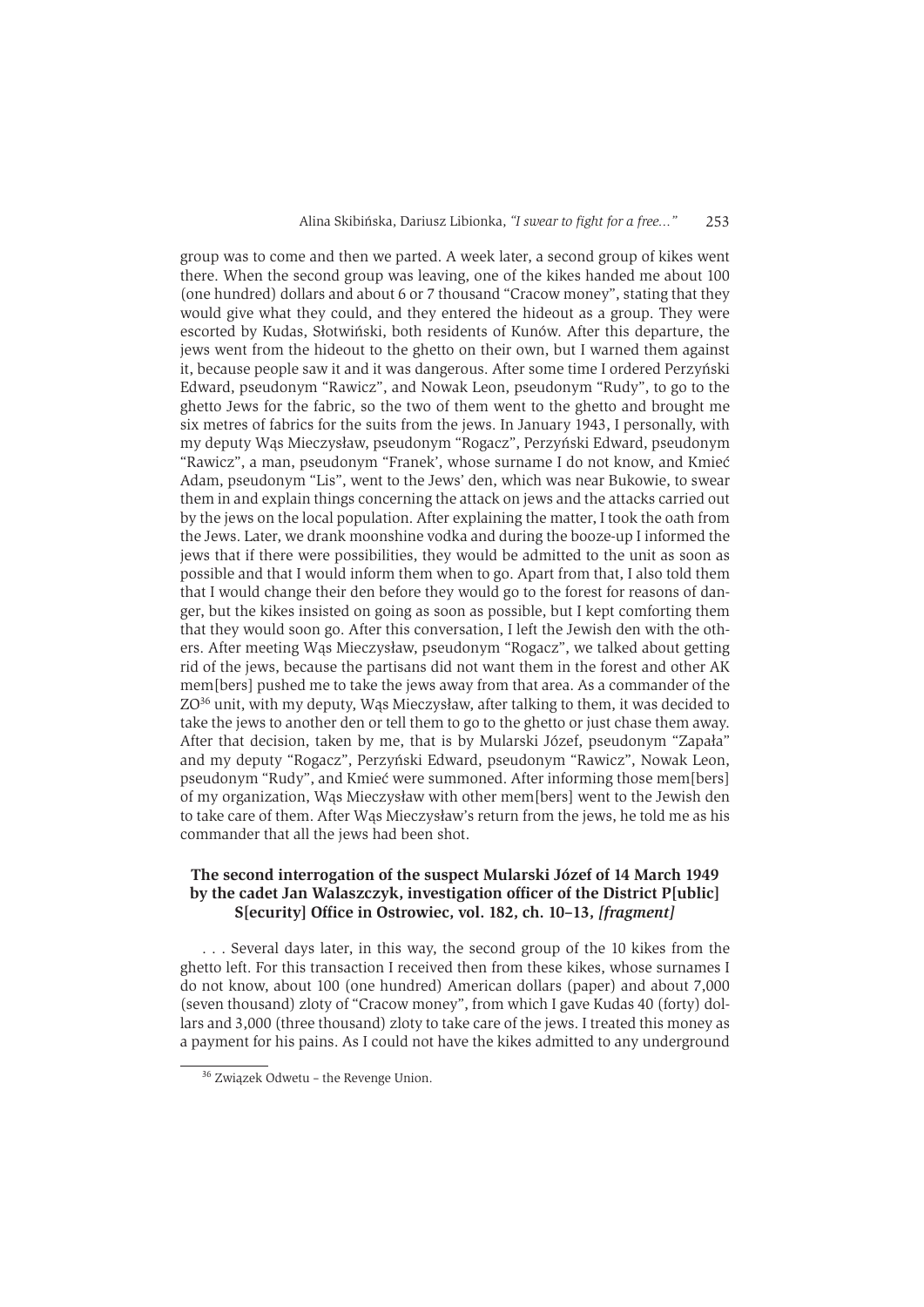group was to come and then we parted. A week later, a second group of kikes went there. When the second group was leaving, one of the kikes handed me about 100 (one hundred) dollars and about 6 or 7 thousand "Cracow money", stating that they would give what they could, and they entered the hideout as a group. They were escorted by Kudas, Słotwiński, both residents of Kunów. After this departure, the jews went from the hideout to the ghetto on their own, but I warned them against it, because people saw it and it was dangerous. After some time I ordered Perzyński Edward, pseudonym "Rawicz", and Nowak Leon, pseudonym "Rudy", to go to the ghetto Jews for the fabric, so the two of them went to the ghetto and brought me six metres of fabrics for the suits from the jews. In January 1943, I personally, with my deputy Wąs Mieczysław, pseudonym "Rogacz", Perzyński Edward, pseudonym "Rawicz", a man, pseudonym "Franek', whose surname I do not know, and Kmieć Adam, pseudonym "Lis", went to the Jews' den, which was near Bukowie, to swear them in and explain things concerning the attack on jews and the attacks carried out by the jews on the local population. After explaining the matter, I took the oath from the Jews. Later, we drank moonshine vodka and during the booze-up I informed the jews that if there were possibilities, they would be admitted to the unit as soon as possible and that I would inform them when to go. Apart from that, I also told them that I would change their den before they would go to the forest for reasons of danger, but the kikes insisted on going as soon as possible, but I kept comforting them that they would soon go. After this conversation, I left the Jewish den with the others. After meeting Wąs Mieczysław, pseudonym "Rogacz", we talked about getting rid of the jews, because the partisans did not want them in the forest and other AK mem[bers] pushed me to take the jews away from that area. As a commander of the ZO[36] unit, with my deputy, Wąs Mieczysław, after talking to them, it was decided to take the jews to another den or tell them to go to the ghetto or just chase them away. After that decision, taken by me, that is by Mularski Józef, pseudonym "Zapała" and my deputy "Rogacz", Perzyński Edward, pseudonym "Rawicz", Nowak Leon, pseudonym "Rudy", and Kmieć were summoned. After informing those mem[bers] of my organization, Wąs Mieczysław with other mem[bers] went to the Jewish den to take care of them. After Wąs Mieczysław's return from the jews, he told me as his commander that all the jews had been shot.

### The second interrogation of the suspect Mularski Józef of 14 March 1949 by the cadet Jan Walaszczyk, investigation officer of the District P[ublic] S[ecurity] Office in Ostrowiec, vol. 182, ch. 10–13, *[fragment]*

. . . Several days later, in this way, the second group of the 10 kikes from the ghetto left. For this transaction I received then from these kikes, whose surnames I do not know, about 100 (one hundred) American dollars (paper) and about 7,000 (seven thousand) zloty of "Cracow money", from which I gave Kudas 40 (forty) dollars and 3,000 (three thousand) zloty to take care of the jews. I treated this money as a payment for his pains. As I could not have the kikes admitted to any underground

[36] Związek Odwetu – the Revenge Union.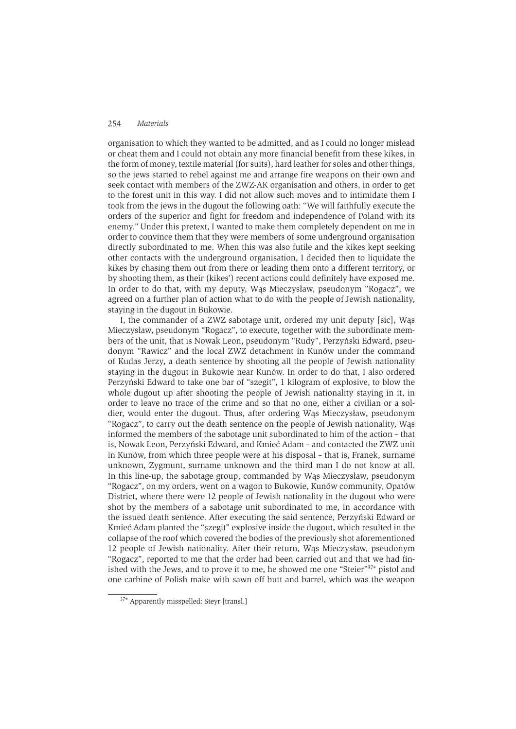organisation to which they wanted to be admitted, and as I could no longer mislead or cheat them and I could not obtain any more financial benefit from these kikes, in the form of money, textile material (for suits), hard leather for soles and other things, so the jews started to rebel against me and arrange fire weapons on their own and seek contact with members of the ZWZ-AK organisation and others, in order to get to the forest unit in this way. I did not allow such moves and to intimidate them I took from the jews in the dugout the following oath: "We will faithfully execute the orders of the superior and fight for freedom and independence of Poland with its enemy." Under this pretext, I wanted to make them completely dependent on me in order to convince them that they were members of some underground organisation directly subordinated to me. When this was also futile and the kikes kept seeking other contacts with the underground organisation, I decided then to liquidate the kikes by chasing them out from there or leading them onto a different territory, or by shooting them, as their (kikes') recent actions could definitely have exposed me. In order to do that, with my deputy, Wąs Mieczysław, pseudonym "Rogacz", we agreed on a further plan of action what to do with the people of Jewish nationality, staying in the dugout in Bukowie.

I, the commander of a ZWZ sabotage unit, ordered my unit deputy [sic], Wąs Mieczysław, pseudonym "Rogacz", to execute, together with the subordinate members of the unit, that is Nowak Leon, pseudonym "Rudy", Perzyński Edward, pseudonym "Rawicz" and the local ZWZ detachment in Kunów under the command of Kudas Jerzy, a death sentence by shooting all the people of Jewish nationality staying in the dugout in Bukowie near Kunów. In order to do that, I also ordered Perzyński Edward to take one bar of "szegit", 1 kilogram of explosive, to blow the whole dugout up after shooting the people of Jewish nationality staying in it, in order to leave no trace of the crime and so that no one, either a civilian or a soldier, would enter the dugout. Thus, after ordering Wąs Mieczysław, pseudonym "Rogacz", to carry out the death sentence on the people of Jewish nationality, Wąs informed the members of the sabotage unit subordinated to him of the action – that is, Nowak Leon, Perzyński Edward, and Kmieć Adam – and contacted the ZWZ unit in Kunów, from which three people were at his disposal – that is, Franek, surname unknown, Zygmunt, surname unknown and the third man I do not know at all. In this line-up, the sabotage group, commanded by Wąs Mieczysław, pseudonym "Rogacz", on my orders, went on a wagon to Bukowie, Kunów community, Opatów District, where there were 12 people of Jewish nationality in the dugout who were shot by the members of a sabotage unit subordinated to me, in accordance with the issued death sentence. After executing the said sentence, Perzyński Edward or Kmieć Adam planted the "szegit" explosive inside the dugout, which resulted in the collapse of the roof which covered the bodies of the previously shot aforementioned 12 people of Jewish nationality. After their return, Wąs Mieczysław, pseudonym "Rogacz", reported to me that the order had been carried out and that we had finished with the Jews, and to prove it to me, he showed me one "Steier"[37*] pistol and one carbine of Polish make with sawn off butt and barrel, which was the weapon

[37*] Apparently misspelled: Steyr [transl.]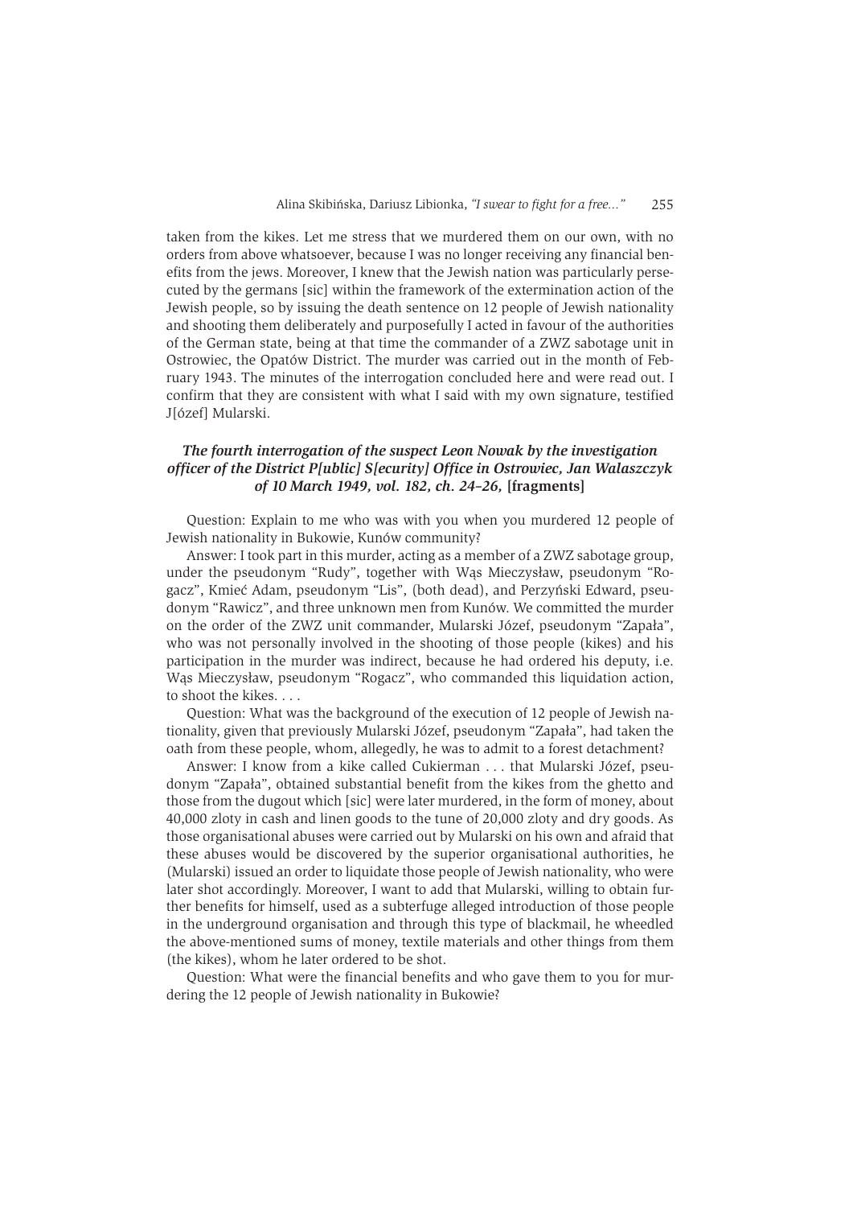taken from the kikes. Let me stress that we murdered them on our own, with no orders from above whatsoever, because I was no longer receiving any financial benefits from the jews. Moreover, I knew that the Jewish nation was particularly persecuted by the germans [sic] within the framework of the extermination action of the Jewish people, so by issuing the death sentence on 12 people of Jewish nationality and shooting them deliberately and purposefully I acted in favour of the authorities of the German state, being at that time the commander of a ZWZ sabotage unit in Ostrowiec, the Opatów District. The murder was carried out in the month of February 1943. The minutes of the interrogation concluded here and were read out. I confirm that they are consistent with what I said with my own signature, testified J[ózef] Mularski.

### *The fourth interrogation of the suspect Leon Nowak by the investigation officer of the District P[ublic] S[ecurity] Office in Ostrowiec, Jan Walaszczyk of 10 March 1949, vol. 182, ch. 24–26,* **[fragments]**

Question: Explain to me who was with you when you murdered 12 people of Jewish nationality in Bukowie, Kunów community?

Answer: I took part in this murder, acting as a member of a ZWZ sabotage group, under the pseudonym "Rudy", together with Wąs Mieczysław, pseudonym "Rogacz", Kmieć Adam, pseudonym "Lis", (both dead), and Perzyński Edward, pseudonym "Rawicz", and three unknown men from Kunów. We committed the murder on the order of the ZWZ unit commander, Mularski Józef, pseudonym "Zapała", who was not personally involved in the shooting of those people (kikes) and his participation in the murder was indirect, because he had ordered his deputy, i.e. Wąs Mieczysław, pseudonym "Rogacz", who commanded this liquidation action, to shoot the kikes. . . .

Question: What was the background of the execution of 12 people of Jewish nationality, given that previously Mularski Józef, pseudonym "Zapała", had taken the oath from these people, whom, allegedly, he was to admit to a forest detachment?

Answer: I know from a kike called Cukierman . . . that Mularski Józef, pseudonym "Zapała", obtained substantial benefit from the kikes from the ghetto and those from the dugout which [sic] were later murdered, in the form of money, about 40,000 zloty in cash and linen goods to the tune of 20,000 zloty and dry goods. As those organisational abuses were carried out by Mularski on his own and afraid that these abuses would be discovered by the superior organisational authorities, he (Mularski) issued an order to liquidate those people of Jewish nationality, who were later shot accordingly. Moreover, I want to add that Mularski, willing to obtain further benefits for himself, used as a subterfuge alleged introduction of those people in the underground organisation and through this type of blackmail, he wheedled the above-mentioned sums of money, textile materials and other things from them (the kikes), whom he later ordered to be shot.

Question: What were the financial benefits and who gave them to you for murdering the 12 people of Jewish nationality in Bukowie?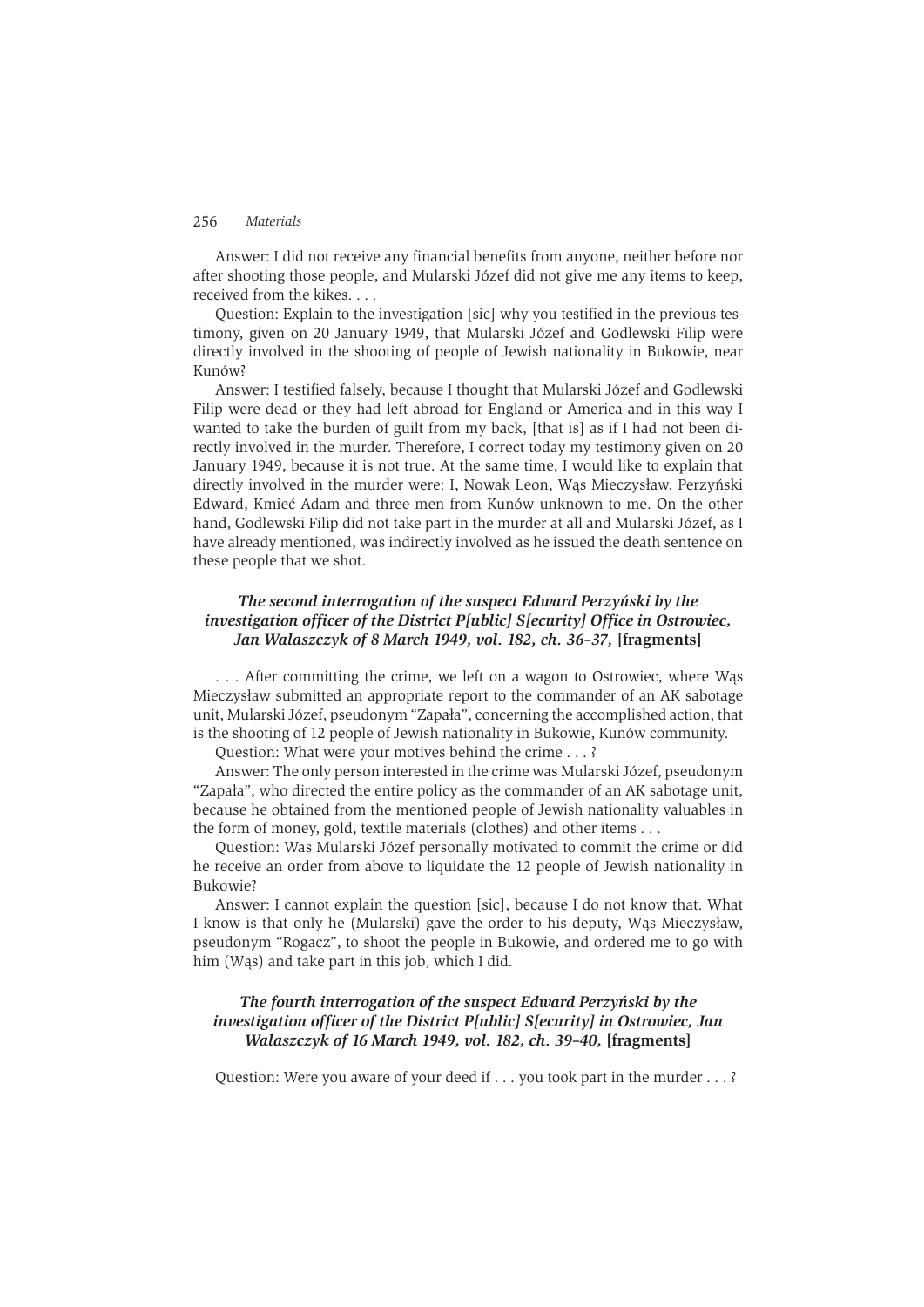Answer: I did not receive any financial benefits from anyone, neither before nor after shooting those people, and Mularski Józef did not give me any items to keep, received from the kikes. . . .

Question: Explain to the investigation [sic] why you testified in the previous testimony, given on 20 January 1949, that Mularski Józef and Godlewski Filip were directly involved in the shooting of people of Jewish nationality in Bukowie, near Kunów?

Answer: I testified falsely, because I thought that Mularski Józef and Godlewski Filip were dead or they had left abroad for England or America and in this way I wanted to take the burden of guilt from my back, [that is] as if I had not been directly involved in the murder. Therefore, I correct today my testimony given on 20 January 1949, because it is not true. At the same time, I would like to explain that directly involved in the murder were: I, Nowak Leon, Wąs Mieczysław, Perzyński Edward, Kmieć Adam and three men from Kunów unknown to me. On the other hand, Godlewski Filip did not take part in the murder at all and Mularski Józef, as I have already mentioned, was indirectly involved as he issued the death sentence on these people that we shot.

### *The second interrogation of the suspect Edward Perzyński by the investigation officer of the District P[ublic] S[ecurity] Office in Ostrowiec, Jan Walaszczyk of 8 March 1949, vol. 182, ch. 36–37,* **[fragments]**

. . . After committing the crime, we left on a wagon to Ostrowiec, where Wąs Mieczysław submitted an appropriate report to the commander of an AK sabotage unit, Mularski Józef, pseudonym "Zapała", concerning the accomplished action, that is the shooting of 12 people of Jewish nationality in Bukowie, Kunów community.

Question: What were your motives behind the crime . . . ?

Answer: The only person interested in the crime was Mularski Józef, pseudonym "Zapała", who directed the entire policy as the commander of an AK sabotage unit, because he obtained from the mentioned people of Jewish nationality valuables in the form of money, gold, textile materials (clothes) and other items . . .

Question: Was Mularski Józef personally motivated to commit the crime or did he receive an order from above to liquidate the 12 people of Jewish nationality in Bukowie?

Answer: I cannot explain the question [sic], because I do not know that. What I know is that only he (Mularski) gave the order to his deputy, Wąs Mieczysław, pseudonym "Rogacz", to shoot the people in Bukowie, and ordered me to go with him (Wąs) and take part in this job, which I did.

### *The fourth interrogation of the suspect Edward Perzyński by the investigation officer of the District P[ublic] S[ecurity] in Ostrowiec, Jan Walaszczyk of 16 March 1949, vol. 182, ch. 39–40,* **[fragments]**

Question: Were you aware of your deed if . . . you took part in the murder . . . ?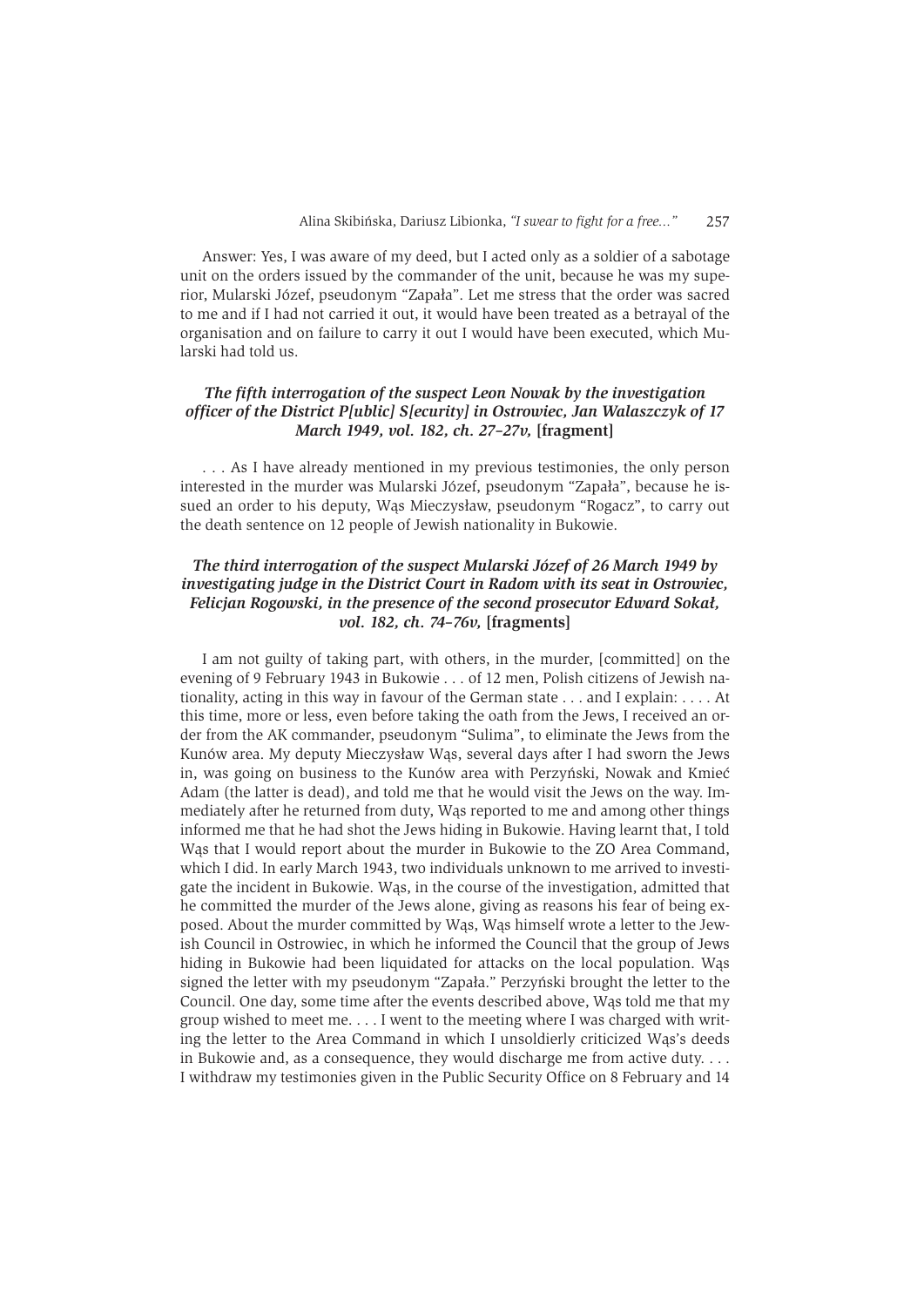Answer: Yes, I was aware of my deed, but I acted only as a soldier of a sabotage unit on the orders issued by the commander of the unit, because he was my superior, Mularski Józef, pseudonym "Zapała". Let me stress that the order was sacred to me and if I had not carried it out, it would have been treated as a betrayal of the organisation and on failure to carry it out I would have been executed, which Mularski had told us.

### *The fifth interrogation of the suspect Leon Nowak by the investigation officer of the District P[ublic] S[ecurity] in Ostrowiec, Jan Walaszczyk of 17 March 1949, vol. 182, ch. 27–27v,* [fragment]

. . . As I have already mentioned in my previous testimonies, the only person interested in the murder was Mularski Józef, pseudonym "Zapała", because he issued an order to his deputy, Wąs Mieczysław, pseudonym "Rogacz", to carry out the death sentence on 12 people of Jewish nationality in Bukowie.

### *The third interrogation of the suspect Mularski Józef of 26 March 1949 by investigating judge in the District Court in Radom with its seat in Ostrowiec, Felicjan Rogowski, in the presence of the second prosecutor Edward Sokał, vol. 182, ch. 74–76v,* [fragments]

I am not guilty of taking part, with others, in the murder, [committed] on the evening of 9 February 1943 in Bukowie . . . of 12 men, Polish citizens of Jewish nationality, acting in this way in favour of the German state . . . and I explain: . . . . At this time, more or less, even before taking the oath from the Jews, I received an order from the AK commander, pseudonym "Sulima", to eliminate the Jews from the Kunów area. My deputy Mieczysław Wąs, several days after I had sworn the Jews in, was going on business to the Kunów area with Perzyński, Nowak and Kmieć Adam (the latter is dead), and told me that he would visit the Jews on the way. Immediately after he returned from duty, Wąs reported to me and among other things informed me that he had shot the Jews hiding in Bukowie. Having learnt that, I told Wąs that I would report about the murder in Bukowie to the ZO Area Command, which I did. In early March 1943, two individuals unknown to me arrived to investigate the incident in Bukowie. Wąs, in the course of the investigation, admitted that he committed the murder of the Jews alone, giving as reasons his fear of being exposed. About the murder committed by Wąs, Wąs himself wrote a letter to the Jewish Council in Ostrowiec, in which he informed the Council that the group of Jews hiding in Bukowie had been liquidated for attacks on the local population. Wąs signed the letter with my pseudonym "Zapała." Perzyński brought the letter to the Council. One day, some time after the events described above, Wąs told me that my group wished to meet me. . . . I went to the meeting where I was charged with writing the letter to the Area Command in which I unsoldierly criticized Wąs's deeds in Bukowie and, as a consequence, they would discharge me from active duty. . . . I withdraw my testimonies given in the Public Security Office on 8 February and 14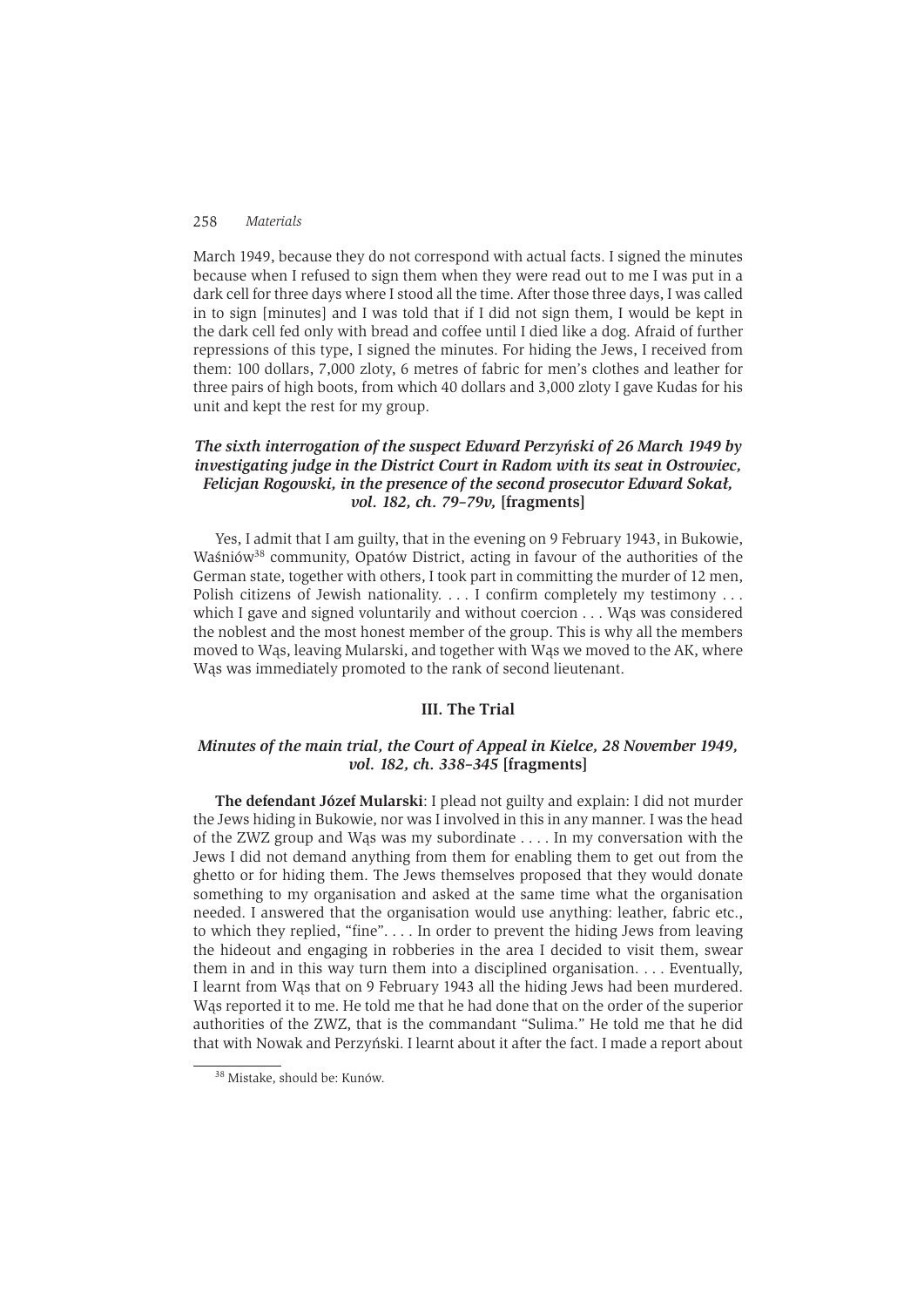March 1949, because they do not correspond with actual facts. I signed the minutes because when I refused to sign them when they were read out to me I was put in a dark cell for three days where I stood all the time. After those three days, I was called in to sign [minutes] and I was told that if I did not sign them, I would be kept in the dark cell fed only with bread and coffee until I died like a dog. Afraid of further repressions of this type, I signed the minutes. For hiding the Jews, I received from them: 100 dollars, 7,000 zloty, 6 metres of fabric for men's clothes and leather for three pairs of high boots, from which 40 dollars and 3,000 zloty I gave Kudas for his unit and kept the rest for my group.

### *The sixth interrogation of the suspect Edward Perzyński of 26 March 1949 by investigating judge in the District Court in Radom with its seat in Ostrowiec, Felicjan Rogowski, in the presence of the second prosecutor Edward Sokał, vol. 182, ch. 79–79v,* **[fragments]**

Yes, I admit that I am guilty, that in the evening on 9 February 1943, in Bukowie, Waśniów[38] community, Opatów District, acting in favour of the authorities of the German state, together with others, I took part in committing the murder of 12 men, Polish citizens of Jewish nationality. . . . I confirm completely my testimony . . . which I gave and signed voluntarily and without coercion . . . Wąs was considered the noblest and the most honest member of the group. This is why all the members moved to Wąs, leaving Mularski, and together with Wąs we moved to the AK, where Wąs was immediately promoted to the rank of second lieutenant.

## III. The Trial

### *Minutes of the main trial, the Court of Appeal in Kielce, 28 November 1949, vol. 182, ch. 338–345* **[fragments]**

**The defendant Józef Mularski**: I plead not guilty and explain: I did not murder the Jews hiding in Bukowie, nor was I involved in this in any manner. I was the head of the ZWZ group and Wąs was my subordinate . . . . In my conversation with the Jews I did not demand anything from them for enabling them to get out from the ghetto or for hiding them. The Jews themselves proposed that they would donate something to my organisation and asked at the same time what the organisation needed. I answered that the organisation would use anything: leather, fabric etc., to which they replied, "fine". . . . In order to prevent the hiding Jews from leaving the hideout and engaging in robberies in the area I decided to visit them, swear them in and in this way turn them into a disciplined organisation. . . . Eventually, I learnt from Wąs that on 9 February 1943 all the hiding Jews had been murdered. Wąs reported it to me. He told me that he had done that on the order of the superior authorities of the ZWZ, that is the commandant "Sulima." He told me that he did that with Nowak and Perzyński. I learnt about it after the fact. I made a report about

[38] Mistake, should be: Kunów.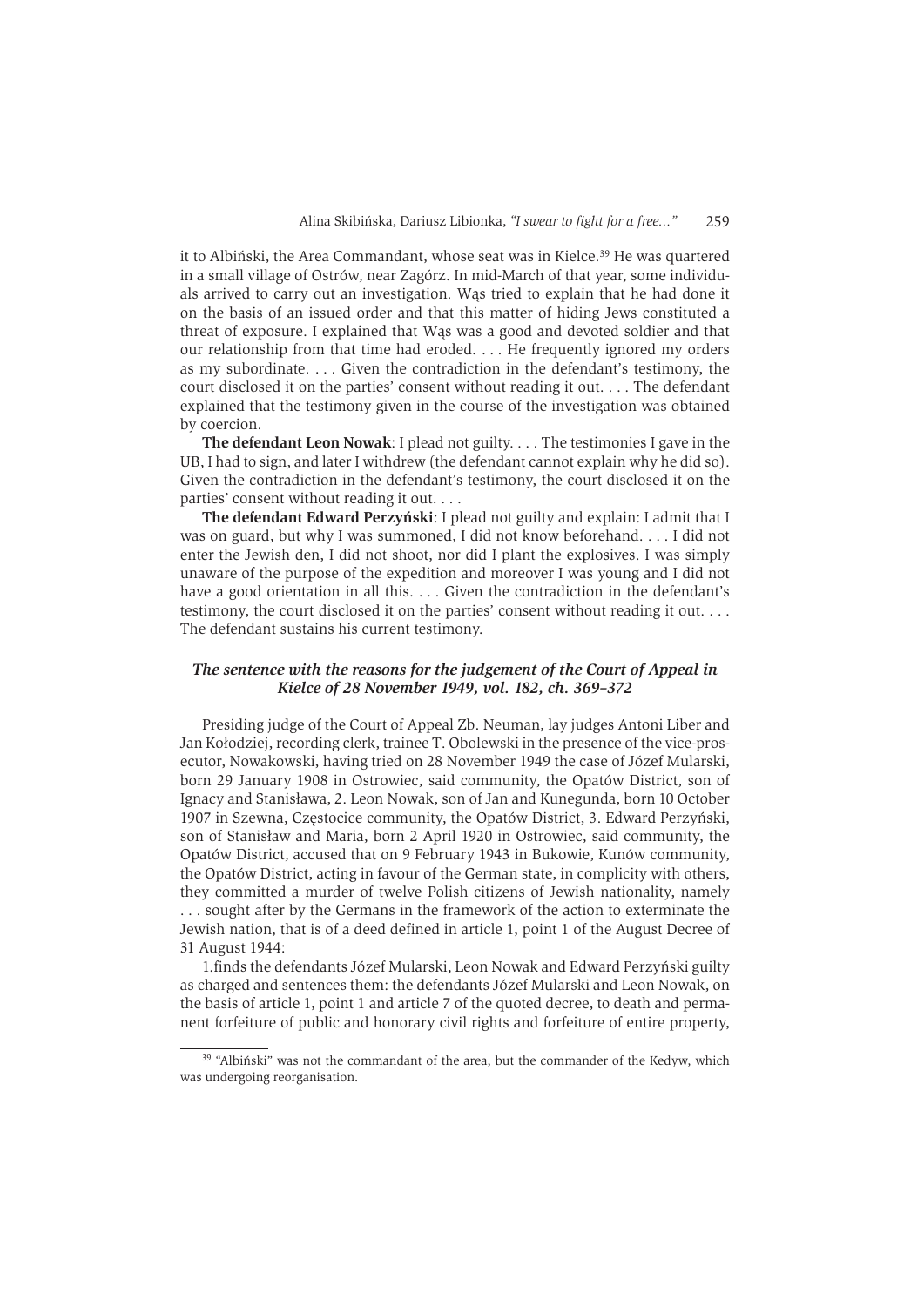it to Albiński, the Area Commandant, whose seat was in Kielce.[39] He was quartered in a small village of Ostrów, near Zagórz. In mid-March of that year, some individuals arrived to carry out an investigation. Wąs tried to explain that he had done it on the basis of an issued order and that this matter of hiding Jews constituted a threat of exposure. I explained that Wąs was a good and devoted soldier and that our relationship from that time had eroded. . . . He frequently ignored my orders as my subordinate. . . . Given the contradiction in the defendant's testimony, the court disclosed it on the parties' consent without reading it out. . . . The defendant explained that the testimony given in the course of the investigation was obtained by coercion.

**The defendant Leon Nowak**: I plead not guilty. . . . The testimonies I gave in the UB, I had to sign, and later I withdrew (the defendant cannot explain why he did so). Given the contradiction in the defendant's testimony, the court disclosed it on the parties' consent without reading it out. . . .

**The defendant Edward Perzyński**: I plead not guilty and explain: I admit that I was on guard, but why I was summoned, I did not know beforehand. . . . I did not enter the Jewish den, I did not shoot, nor did I plant the explosives. I was simply unaware of the purpose of the expedition and moreover I was young and I did not have a good orientation in all this. . . . Given the contradiction in the defendant's testimony, the court disclosed it on the parties' consent without reading it out. . . . The defendant sustains his current testimony.

### *The sentence with the reasons for the judgement of the Court of Appeal in Kielce of 28 November 1949, vol. 182, ch. 369–372*

Presiding judge of the Court of Appeal Zb. Neuman, lay judges Antoni Liber and Jan Kołodziej, recording clerk, trainee T. Obolewski in the presence of the vice-prosecutor, Nowakowski, having tried on 28 November 1949 the case of Józef Mularski, born 29 January 1908 in Ostrowiec, said community, the Opatów District, son of Ignacy and Stanisława, 2. Leon Nowak, son of Jan and Kunegunda, born 10 October 1907 in Szewna, Częstocice community, the Opatów District, 3. Edward Perzyński, son of Stanisław and Maria, born 2 April 1920 in Ostrowiec, said community, the Opatów District, accused that on 9 February 1943 in Bukowie, Kunów community, the Opatów District, acting in favour of the German state, in complicity with others, they committed a murder of twelve Polish citizens of Jewish nationality, namely . . . sought after by the Germans in the framework of the action to exterminate the Jewish nation, that is of a deed defined in article 1, point 1 of the August Decree of 31 August 1944:

1.finds the defendants Józef Mularski, Leon Nowak and Edward Perzyński guilty as charged and sentences them: the defendants Józef Mularski and Leon Nowak, on the basis of article 1, point 1 and article 7 of the quoted decree, to death and permanent forfeiture of public and honorary civil rights and forfeiture of entire property,

---

[39] "Albiński" was not the commandant of the area, but the commander of the Kedyw, which was undergoing reorganisation.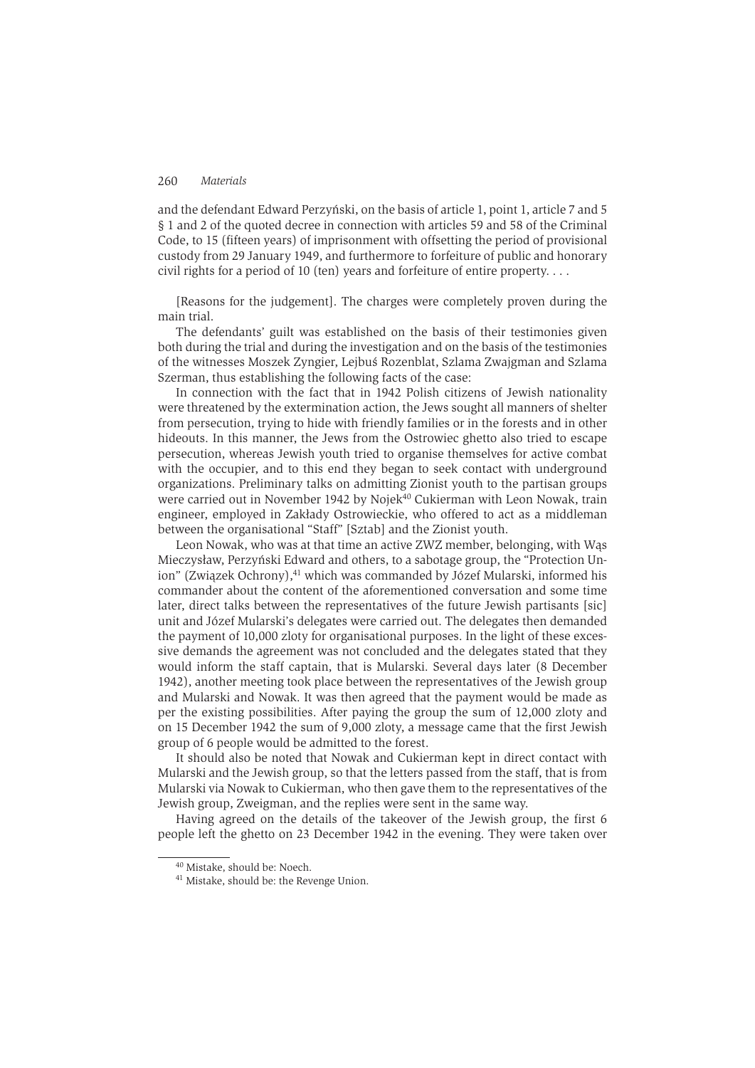and the defendant Edward Perzyński, on the basis of article 1, point 1, article 7 and 5 § 1 and 2 of the quoted decree in connection with articles 59 and 58 of the Criminal Code, to 15 (fifteen years) of imprisonment with offsetting the period of provisional custody from 29 January 1949, and furthermore to forfeiture of public and honorary civil rights for a period of 10 (ten) years and forfeiture of entire property. . . .

[Reasons for the judgement]. The charges were completely proven during the main trial.

The defendants' guilt was established on the basis of their testimonies given both during the trial and during the investigation and on the basis of the testimonies of the witnesses Moszek Zyngier, Lejbuś Rozenblat, Szlama Zwajgman and Szlama Szerman, thus establishing the following facts of the case:

In connection with the fact that in 1942 Polish citizens of Jewish nationality were threatened by the extermination action, the Jews sought all manners of shelter from persecution, trying to hide with friendly families or in the forests and in other hideouts. In this manner, the Jews from the Ostrowiec ghetto also tried to escape persecution, whereas Jewish youth tried to organise themselves for active combat with the occupier, and to this end they began to seek contact with underground organizations. Preliminary talks on admitting Zionist youth to the partisan groups were carried out in November 1942 by Nojek[40] Cukierman with Leon Nowak, train engineer, employed in Zakłady Ostrowieckie, who offered to act as a middleman between the organisational "Staff" [Sztab] and the Zionist youth.

Leon Nowak, who was at that time an active ZWZ member, belonging, with Wąs Mieczysław, Perzyński Edward and others, to a sabotage group, the "Protection Union" (Związek Ochrony),[41] which was commanded by Józef Mularski, informed his commander about the content of the aforementioned conversation and some time later, direct talks between the representatives of the future Jewish partisans [sic] unit and Józef Mularski's delegates were carried out. The delegates then demanded the payment of 10,000 zloty for organisational purposes. In the light of these excessive demands the agreement was not concluded and the delegates stated that they would inform the staff captain, that is Mularski. Several days later (8 December 1942), another meeting took place between the representatives of the Jewish group and Mularski and Nowak. It was then agreed that the payment would be made as per the existing possibilities. After paying the group the sum of 12,000 zloty and on 15 December 1942 the sum of 9,000 zloty, a message came that the first Jewish group of 6 people would be admitted to the forest.

It should also be noted that Nowak and Cukierman kept in direct contact with Mularski and the Jewish group, so that the letters passed from the staff, that is from Mularski via Nowak to Cukierman, who then gave them to the representatives of the Jewish group, Zweigman, and the replies were sent in the same way.

Having agreed on the details of the takeover of the Jewish group, the first 6 people left the ghetto on 23 December 1942 in the evening. They were taken over

[40] Mistake, should be: Noech.

[41] Mistake, should be: the Revenge Union.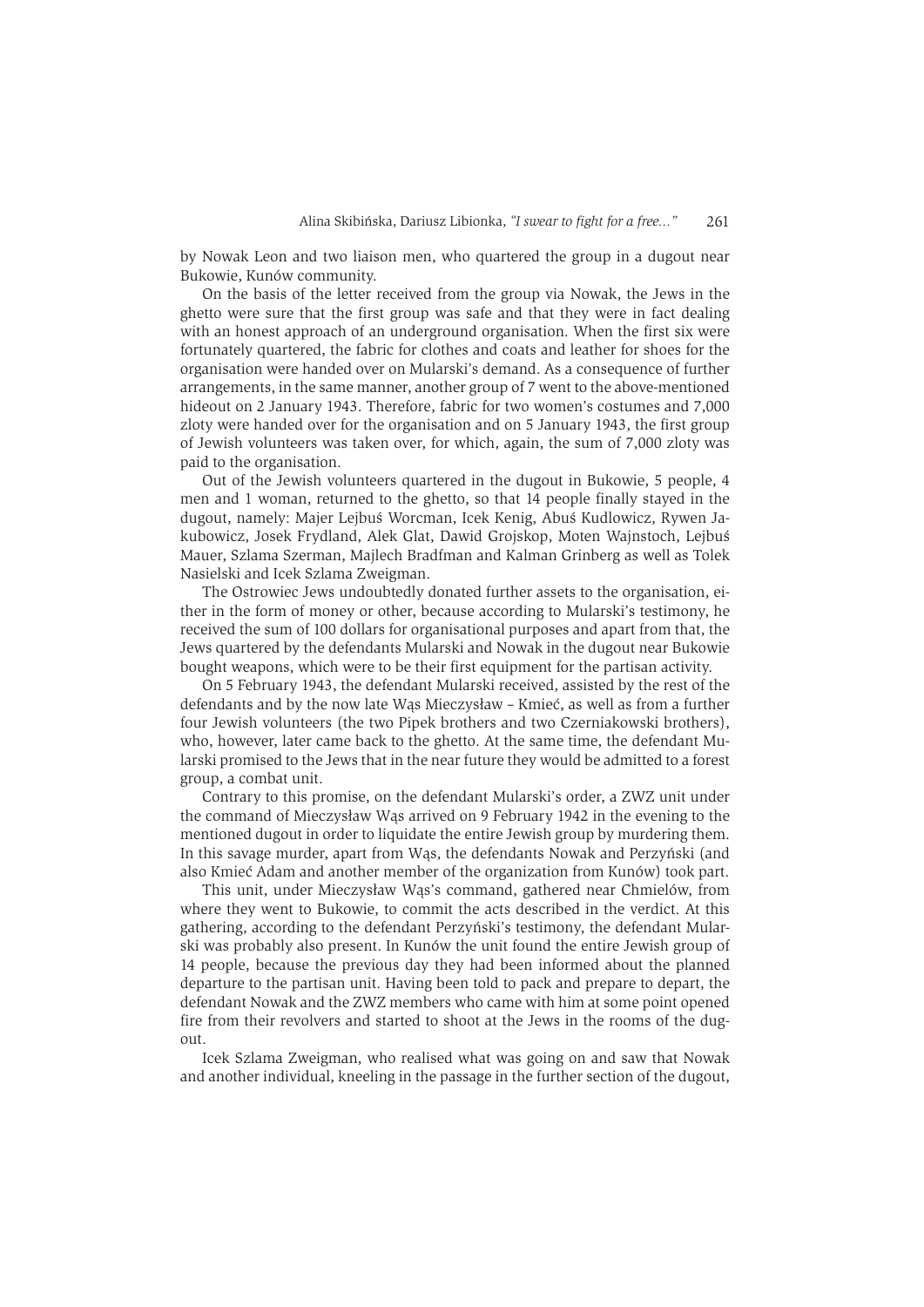by Nowak Leon and two liaison men, who quartered the group in a dugout near Bukowie, Kunów community.

On the basis of the letter received from the group via Nowak, the Jews in the ghetto were sure that the first group was safe and that they were in fact dealing with an honest approach of an underground organisation. When the first six were fortunately quartered, the fabric for clothes and coats and leather for shoes for the organisation were handed over on Mularski's demand. As a consequence of further arrangements, in the same manner, another group of 7 went to the above-mentioned hideout on 2 January 1943. Therefore, fabric for two women's costumes and 7,000 zloty were handed over for the organisation and on 5 January 1943, the first group of Jewish volunteers was taken over, for which, again, the sum of 7,000 zloty was paid to the organisation.

Out of the Jewish volunteers quartered in the dugout in Bukowie, 5 people, 4 men and 1 woman, returned to the ghetto, so that 14 people finally stayed in the dugout, namely: Majer Lejbuś Worcman, Icek Kenig, Abuś Kudlowicz, Rywen Jakubowicz, Josek Frydland, Alek Glat, Dawid Grojskop, Moten Wajnstoch, Lejbuś Mauer, Szlama Szerman, Majlech Bradfman and Kalman Grinberg as well as Tolek Nasielski and Icek Szlama Zweigman.

The Ostrowiec Jews undoubtedly donated further assets to the organisation, either in the form of money or other, because according to Mularski's testimony, he received the sum of 100 dollars for organisational purposes and apart from that, the Jews quartered by the defendants Mularski and Nowak in the dugout near Bukowie bought weapons, which were to be their first equipment for the partisan activity.

On 5 February 1943, the defendant Mularski received, assisted by the rest of the defendants and by the now late Wąs Mieczysław – Kmieć, as well as from a further four Jewish volunteers (the two Pipek brothers and two Czerniakowski brothers), who, however, later came back to the ghetto. At the same time, the defendant Mularski promised to the Jews that in the near future they would be admitted to a forest group, a combat unit.

Contrary to this promise, on the defendant Mularski's order, a ZWZ unit under the command of Mieczysław Wąs arrived on 9 February 1942 in the evening to the mentioned dugout in order to liquidate the entire Jewish group by murdering them. In this savage murder, apart from Wąs, the defendants Nowak and Perzyński (and also Kmieć Adam and another member of the organization from Kunów) took part.

This unit, under Mieczysław Wąs's command, gathered near Chmielów, from where they went to Bukowie, to commit the acts described in the verdict. At this gathering, according to the defendant Perzyński's testimony, the defendant Mularski was probably also present. In Kunów the unit found the entire Jewish group of 14 people, because the previous day they had been informed about the planned departure to the partisan unit. Having been told to pack and prepare to depart, the defendant Nowak and the ZWZ members who came with him at some point opened fire from their revolvers and started to shoot at the Jews in the rooms of the dugout.

Icek Szlama Zweigman, who realised what was going on and saw that Nowak and another individual, kneeling in the passage in the further section of the dugout,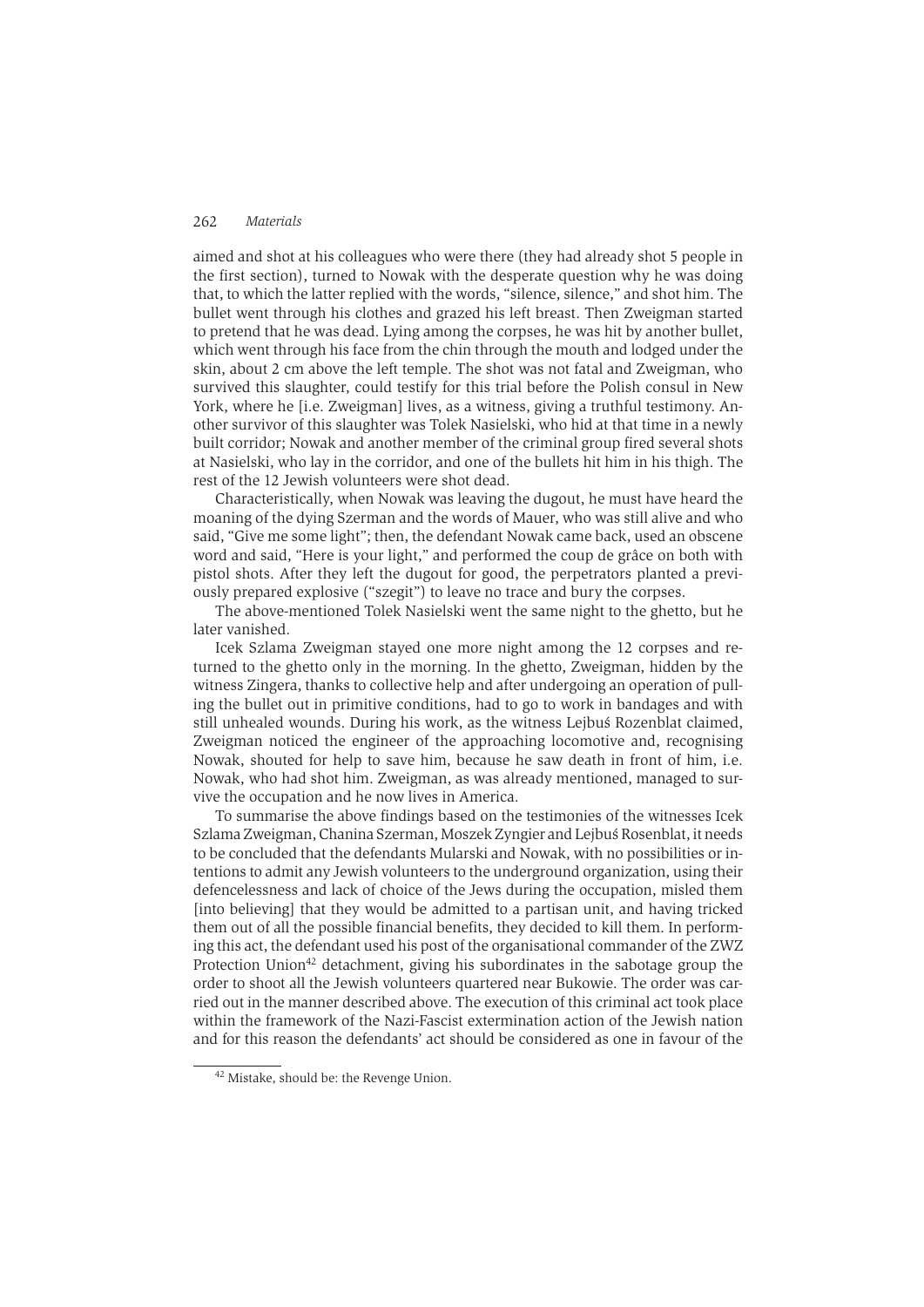aimed and shot at his colleagues who were there (they had already shot 5 people in the first section), turned to Nowak with the desperate question why he was doing that, to which the latter replied with the words, "silence, silence," and shot him. The bullet went through his clothes and grazed his left breast. Then Zweigman started to pretend that he was dead. Lying among the corpses, he was hit by another bullet, which went through his face from the chin through the mouth and lodged under the skin, about 2 cm above the left temple. The shot was not fatal and Zweigman, who survived this slaughter, could testify for this trial before the Polish consul in New York, where he [i.e. Zweigman] lives, as a witness, giving a truthful testimony. Another survivor of this slaughter was Tolek Nasielski, who hid at that time in a newly built corridor; Nowak and another member of the criminal group fired several shots at Nasielski, who lay in the corridor, and one of the bullets hit him in his thigh. The rest of the 12 Jewish volunteers were shot dead.

Characteristically, when Nowak was leaving the dugout, he must have heard the moaning of the dying Szerman and the words of Mauer, who was still alive and who said, "Give me some light"; then, the defendant Nowak came back, used an obscene word and said, "Here is your light," and performed the coup de grâce on both with pistol shots. After they left the dugout for good, the perpetrators planted a previously prepared explosive ("szegit") to leave no trace and bury the corpses.

The above-mentioned Tolek Nasielski went the same night to the ghetto, but he later vanished.

Icek Szlama Zweigman stayed one more night among the 12 corpses and returned to the ghetto only in the morning. In the ghetto, Zweigman, hidden by the witness Zingera, thanks to collective help and after undergoing an operation of pulling the bullet out in primitive conditions, had to go to work in bandages and with still unhealed wounds. During his work, as the witness Lejbuś Rozenblat claimed, Zweigman noticed the engineer of the approaching locomotive and, recognising Nowak, shouted for help to save him, because he saw death in front of him, i.e. Nowak, who had shot him. Zweigman, as was already mentioned, managed to survive the occupation and he now lives in America.

To summarise the above findings based on the testimonies of the witnesses Icek Szlama Zweigman, Chanina Szerman, Moszek Zyngier and Lejbuś Rosenblat, it needs to be concluded that the defendants Mularski and Nowak, with no possibilities or intentions to admit any Jewish volunteers to the underground organization, using their defencelessness and lack of choice of the Jews during the occupation, misled them [into believing] that they would be admitted to a partisan unit, and having tricked them out of all the possible financial benefits, they decided to kill them. In performing this act, the defendant used his post of the organisational commander of the ZWZ Protection Union[42] detachment, giving his subordinates in the sabotage group the order to shoot all the Jewish volunteers quartered near Bukowie. The order was carried out in the manner described above. The execution of this criminal act took place within the framework of the Nazi-Fascist extermination action of the Jewish nation and for this reason the defendants' act should be considered as one in favour of the

[42] Mistake, should be: the Revenge Union.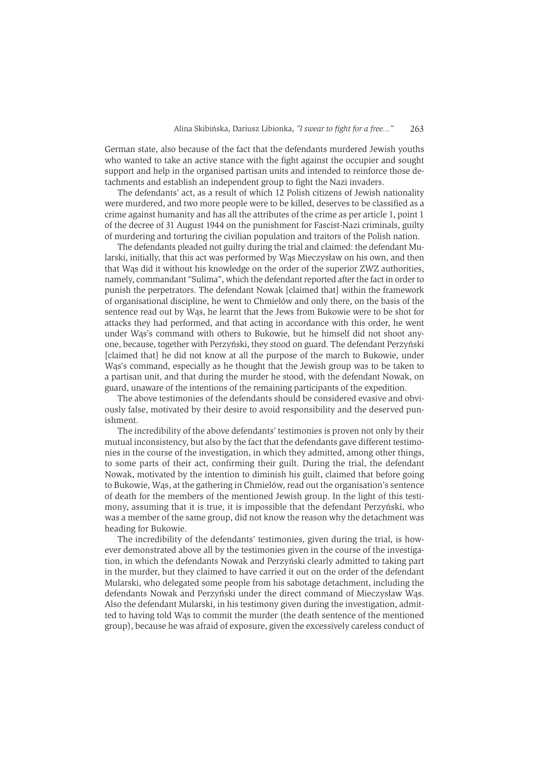German state, also because of the fact that the defendants murdered Jewish youths who wanted to take an active stance with the fight against the occupier and sought support and help in the organised partisan units and intended to reinforce those detachments and establish an independent group to fight the Nazi invaders.

The defendants' act, as a result of which 12 Polish citizens of Jewish nationality were murdered, and two more people were to be killed, deserves to be classified as a crime against humanity and has all the attributes of the crime as per article 1, point 1 of the decree of 31 August 1944 on the punishment for Fascist-Nazi criminals, guilty of murdering and torturing the civilian population and traitors of the Polish nation.

The defendants pleaded not guilty during the trial and claimed: the defendant Mularski, initially, that this act was performed by Wąs Mieczysław on his own, and then that Wąs did it without his knowledge on the order of the superior ZWZ authorities, namely, commandant "Sulima", which the defendant reported after the fact in order to punish the perpetrators. The defendant Nowak [claimed that] within the framework of organisational discipline, he went to Chmielów and only there, on the basis of the sentence read out by Wąs, he learnt that the Jews from Bukowie were to be shot for attacks they had performed, and that acting in accordance with this order, he went under Wąs's command with others to Bukowie, but he himself did not shoot anyone, because, together with Perzyński, they stood on guard. The defendant Perzyński [claimed that] he did not know at all the purpose of the march to Bukowie, under Wąs's command, especially as he thought that the Jewish group was to be taken to a partisan unit, and that during the murder he stood, with the defendant Nowak, on guard, unaware of the intentions of the remaining participants of the expedition.

The above testimonies of the defendants should be considered evasive and obviously false, motivated by their desire to avoid responsibility and the deserved punishment.

The incredibility of the above defendants' testimonies is proven not only by their mutual inconsistency, but also by the fact that the defendants gave different testimonies in the course of the investigation, in which they admitted, among other things, to some parts of their act, confirming their guilt. During the trial, the defendant Nowak, motivated by the intention to diminish his guilt, claimed that before going to Bukowie, Wąs, at the gathering in Chmielów, read out the organisation's sentence of death for the members of the mentioned Jewish group. In the light of this testimony, assuming that it is true, it is impossible that the defendant Perzyński, who was a member of the same group, did not know the reason why the detachment was heading for Bukowie.

The incredibility of the defendants' testimonies, given during the trial, is however demonstrated above all by the testimonies given in the course of the investigation, in which the defendants Nowak and Perzyński clearly admitted to taking part in the murder, but they claimed to have carried it out on the order of the defendant Mularski, who delegated some people from his sabotage detachment, including the defendants Nowak and Perzyński under the direct command of Mieczysław Wąs. Also the defendant Mularski, in his testimony given during the investigation, admitted to having told Wąs to commit the murder (the death sentence of the mentioned group), because he was afraid of exposure, given the excessively careless conduct of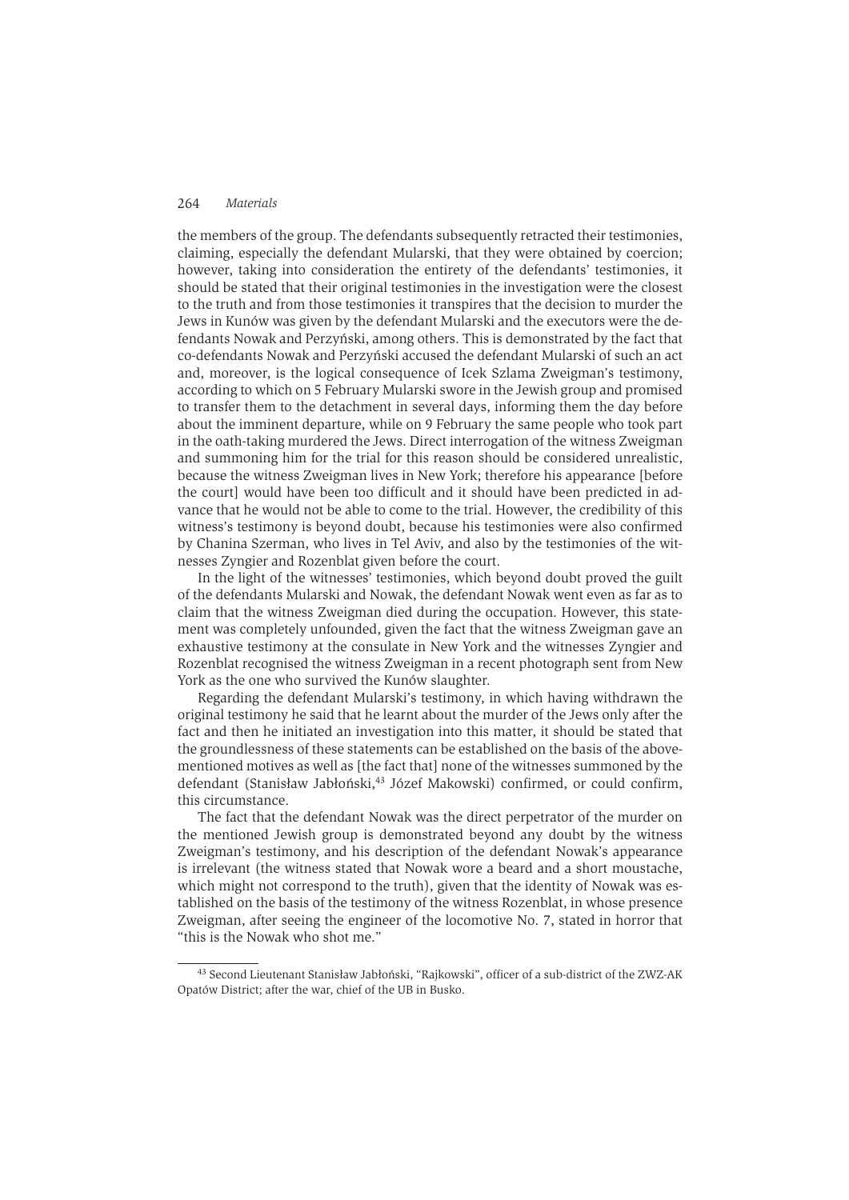the members of the group. The defendants subsequently retracted their testimonies, claiming, especially the defendant Mularski, that they were obtained by coercion; however, taking into consideration the entirety of the defendants' testimonies, it should be stated that their original testimonies in the investigation were the closest to the truth and from those testimonies it transpires that the decision to murder the Jews in Kunów was given by the defendant Mularski and the executors were the defendants Nowak and Perzyński, among others. This is demonstrated by the fact that co-defendants Nowak and Perzyński accused the defendant Mularski of such an act and, moreover, is the logical consequence of Icek Szlama Zweigman's testimony, according to which on 5 February Mularski swore in the Jewish group and promised to transfer them to the detachment in several days, informing them the day before about the imminent departure, while on 9 February the same people who took part in the oath-taking murdered the Jews. Direct interrogation of the witness Zweigman and summoning him for the trial for this reason should be considered unrealistic, because the witness Zweigman lives in New York; therefore his appearance [before the court] would have been too difficult and it should have been predicted in advance that he would not be able to come to the trial. However, the credibility of this witness's testimony is beyond doubt, because his testimonies were also confirmed by Chanina Szerman, who lives in Tel Aviv, and also by the testimonies of the witnesses Zyngier and Rozenblat given before the court.

In the light of the witnesses' testimonies, which beyond doubt proved the guilt of the defendants Mularski and Nowak, the defendant Nowak went even as far as to claim that the witness Zweigman died during the occupation. However, this statement was completely unfounded, given the fact that the witness Zweigman gave an exhaustive testimony at the consulate in New York and the witnesses Zyngier and Rozenblat recognised the witness Zweigman in a recent photograph sent from New York as the one who survived the Kunów slaughter.

Regarding the defendant Mularski's testimony, in which having withdrawn the original testimony he said that he learnt about the murder of the Jews only after the fact and then he initiated an investigation into this matter, it should be stated that the groundlessness of these statements can be established on the basis of the above-mentioned motives as well as [the fact that] none of the witnesses summoned by the defendant (Stanisław Jabłoński,[43] Józef Makowski) confirmed, or could confirm, this circumstance.

The fact that the defendant Nowak was the direct perpetrator of the murder on the mentioned Jewish group is demonstrated beyond any doubt by the witness Zweigman's testimony, and his description of the defendant Nowak's appearance is irrelevant (the witness stated that Nowak wore a beard and a short moustache, which might not correspond to the truth), given that the identity of Nowak was established on the basis of the testimony of the witness Rozenblat, in whose presence Zweigman, after seeing the engineer of the locomotive No. 7, stated in horror that "this is the Nowak who shot me."

[43] Second Lieutenant Stanisław Jabłoński, "Rajkowski", officer of a sub-district of the ZWZ-AK Opatów District; after the war, chief of the UB in Busko.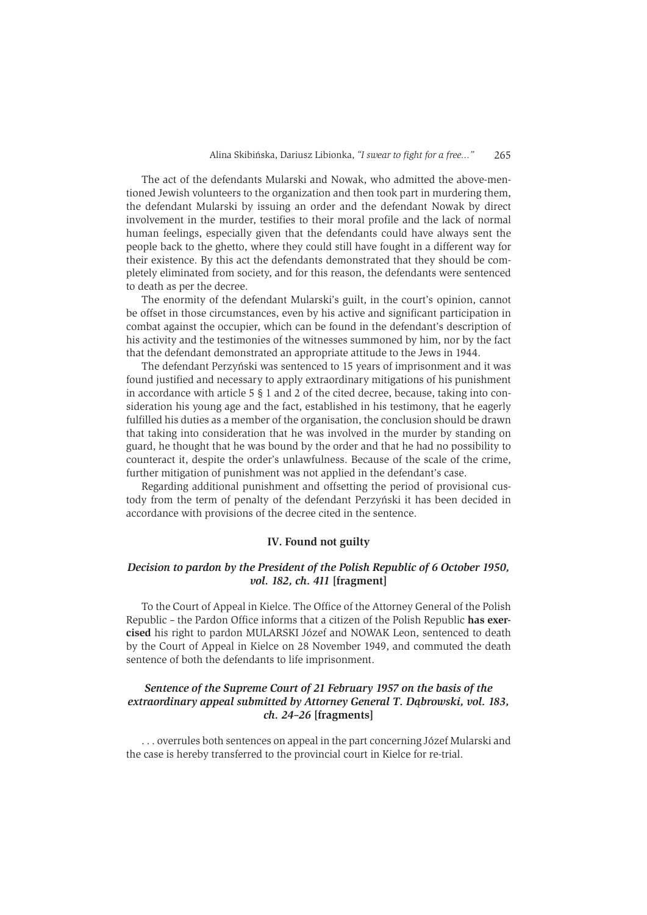The act of the defendants Mularski and Nowak, who admitted the above-mentioned Jewish volunteers to the organization and then took part in murdering them, the defendant Mularski by issuing an order and the defendant Nowak by direct involvement in the murder, testifies to their moral profile and the lack of normal human feelings, especially given that the defendants could have always sent the people back to the ghetto, where they could still have fought in a different way for their existence. By this act the defendants demonstrated that they should be completely eliminated from society, and for this reason, the defendants were sentenced to death as per the decree.

The enormity of the defendant Mularski's guilt, in the court's opinion, cannot be offset in those circumstances, even by his active and significant participation in combat against the occupier, which can be found in the defendant's description of his activity and the testimonies of the witnesses summoned by him, nor by the fact that the defendant demonstrated an appropriate attitude to the Jews in 1944.

The defendant Perzyński was sentenced to 15 years of imprisonment and it was found justified and necessary to apply extraordinary mitigations of his punishment in accordance with article 5 § 1 and 2 of the cited decree, because, taking into consideration his young age and the fact, established in his testimony, that he eagerly fulfilled his duties as a member of the organisation, the conclusion should be drawn that taking into consideration that he was involved in the murder by standing on guard, he thought that he was bound by the order and that he had no possibility to counteract it, despite the order's unlawfulness. Because of the scale of the crime, further mitigation of punishment was not applied in the defendant's case.

Regarding additional punishment and offsetting the period of provisional custody from the term of penalty of the defendant Perzyński it has been decided in accordance with provisions of the decree cited in the sentence.

## IV. Found not guilty

### *Decision to pardon by the President of the Polish Republic of 6 October 1950, vol. 182, ch. 411* [fragment]

To the Court of Appeal in Kielce. The Office of the Attorney General of the Polish Republic – the Pardon Office informs that a citizen of the Polish Republic **has exercised** his right to pardon MULARSKI Józef and NOWAK Leon, sentenced to death by the Court of Appeal in Kielce on 28 November 1949, and commuted the death sentence of both the defendants to life imprisonment.

### *Sentence of the Supreme Court of 21 February 1957 on the basis of the extraordinary appeal submitted by Attorney General T. Dąbrowski, vol. 183, ch. 24–26* [fragments]

. . . overrules both sentences on appeal in the part concerning Józef Mularski and the case is hereby transferred to the provincial court in Kielce for re-trial.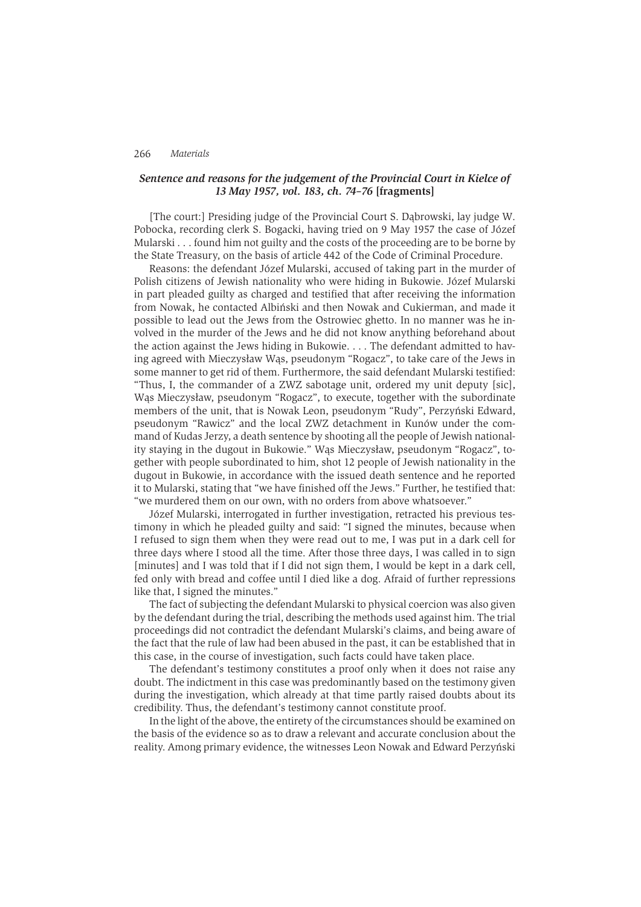### *Sentence and reasons for the judgement of the Provincial Court in Kielce of 13 May 1957, vol. 183, ch. 74–76* [fragments]

[The court:] Presiding judge of the Provincial Court S. Dąbrowski, lay judge W. Pobocka, recording clerk S. Bogacki, having tried on 9 May 1957 the case of Józef Mularski . . . found him not guilty and the costs of the proceeding are to be borne by the State Treasury, on the basis of article 442 of the Code of Criminal Procedure.

Reasons: the defendant Józef Mularski, accused of taking part in the murder of Polish citizens of Jewish nationality who were hiding in Bukowie. Józef Mularski in part pleaded guilty as charged and testified that after receiving the information from Nowak, he contacted Albiński and then Nowak and Cukierman, and made it possible to lead out the Jews from the Ostrowiec ghetto. In no manner was he involved in the murder of the Jews and he did not know anything beforehand about the action against the Jews hiding in Bukowie. . . . The defendant admitted to having agreed with Mieczysław Wąs, pseudonym "Rogacz", to take care of the Jews in some manner to get rid of them. Furthermore, the said defendant Mularski testified: "Thus, I, the commander of a ZWZ sabotage unit, ordered my unit deputy [sic], Wąs Mieczysław, pseudonym "Rogacz", to execute, together with the subordinate members of the unit, that is Nowak Leon, pseudonym "Rudy", Perzyński Edward, pseudonym "Rawicz" and the local ZWZ detachment in Kunów under the command of Kudas Jerzy, a death sentence by shooting all the people of Jewish nationality staying in the dugout in Bukowie." Wąs Mieczysław, pseudonym "Rogacz", together with people subordinated to him, shot 12 people of Jewish nationality in the dugout in Bukowie, in accordance with the issued death sentence and he reported it to Mularski, stating that "we have finished off the Jews." Further, he testified that: "we murdered them on our own, with no orders from above whatsoever."

Józef Mularski, interrogated in further investigation, retracted his previous testimony in which he pleaded guilty and said: "I signed the minutes, because when I refused to sign them when they were read out to me, I was put in a dark cell for three days where I stood all the time. After those three days, I was called in to sign [minutes] and I was told that if I did not sign them, I would be kept in a dark cell, fed only with bread and coffee until I died like a dog. Afraid of further repressions like that, I signed the minutes."

The fact of subjecting the defendant Mularski to physical coercion was also given by the defendant during the trial, describing the methods used against him. The trial proceedings did not contradict the defendant Mularski's claims, and being aware of the fact that the rule of law had been abused in the past, it can be established that in this case, in the course of investigation, such facts could have taken place.

The defendant's testimony constitutes a proof only when it does not raise any doubt. The indictment in this case was predominantly based on the testimony given during the investigation, which already at that time partly raised doubts about its credibility. Thus, the defendant's testimony cannot constitute proof.

In the light of the above, the entirety of the circumstances should be examined on the basis of the evidence so as to draw a relevant and accurate conclusion about the reality. Among primary evidence, the witnesses Leon Nowak and Edward Perzyński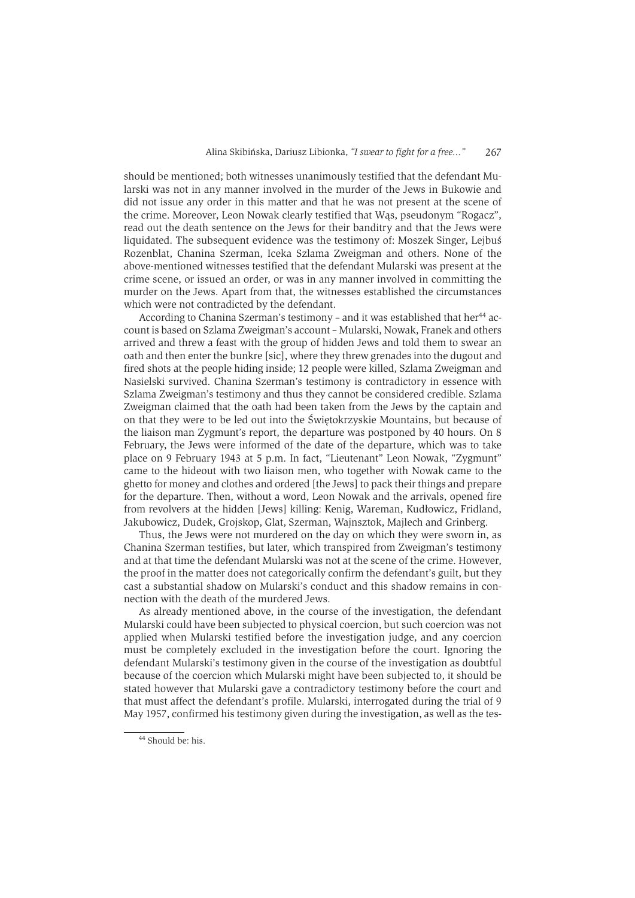should be mentioned; both witnesses unanimously testified that the defendant Mularski was not in any manner involved in the murder of the Jews in Bukowie and did not issue any order in this matter and that he was not present at the scene of the crime. Moreover, Leon Nowak clearly testified that Wąs, pseudonym "Rogacz", read out the death sentence on the Jews for their banditry and that the Jews were liquidated. The subsequent evidence was the testimony of: Moszek Singer, Lejbuś Rozenblat, Chanina Szerman, Iceka Szlama Zweigman and others. None of the above-mentioned witnesses testified that the defendant Mularski was present at the crime scene, or issued an order, or was in any manner involved in committing the murder on the Jews. Apart from that, the witnesses established the circumstances which were not contradicted by the defendant.

According to Chanina Szerman's testimony – and it was established that her[44] account is based on Szlama Zweigman's account – Mularski, Nowak, Franek and others arrived and threw a feast with the group of hidden Jews and told them to swear an oath and then enter the bunkre [sic], where they threw grenades into the dugout and fired shots at the people hiding inside; 12 people were killed, Szlama Zweigman and Nasielski survived. Chanina Szerman's testimony is contradictory in essence with Szlama Zweigman's testimony and thus they cannot be considered credible. Szlama Zweigman claimed that the oath had been taken from the Jews by the captain and on that they were to be led out into the Świętokrzyskie Mountains, but because of the liaison man Zygmunt's report, the departure was postponed by 40 hours. On 8 February, the Jews were informed of the date of the departure, which was to take place on 9 February 1943 at 5 p.m. In fact, "Lieutenant" Leon Nowak, "Zygmunt" came to the hideout with two liaison men, who together with Nowak came to the ghetto for money and clothes and ordered [the Jews] to pack their things and prepare for the departure. Then, without a word, Leon Nowak and the arrivals, opened fire from revolvers at the hidden [Jews] killing: Kenig, Wareman, Kudłowicz, Fridland, Jakubowicz, Dudek, Grojskop, Glat, Szerman, Wajnsztok, Majlech and Grinberg.

Thus, the Jews were not murdered on the day on which they were sworn in, as Chanina Szerman testifies, but later, which transpired from Zweigman's testimony and at that time the defendant Mularski was not at the scene of the crime. However, the proof in the matter does not categorically confirm the defendant's guilt, but they cast a substantial shadow on Mularski's conduct and this shadow remains in connection with the death of the murdered Jews.

As already mentioned above, in the course of the investigation, the defendant Mularski could have been subjected to physical coercion, but such coercion was not applied when Mularski testified before the investigation judge, and any coercion must be completely excluded in the investigation before the court. Ignoring the defendant Mularski's testimony given in the course of the investigation as doubtful because of the coercion which Mularski might have been subjected to, it should be stated however that Mularski gave a contradictory testimony before the court and that must affect the defendant's profile. Mularski, interrogated during the trial of 9 May 1957, confirmed his testimony given during the investigation, as well as the tes-

[44] Should be: his.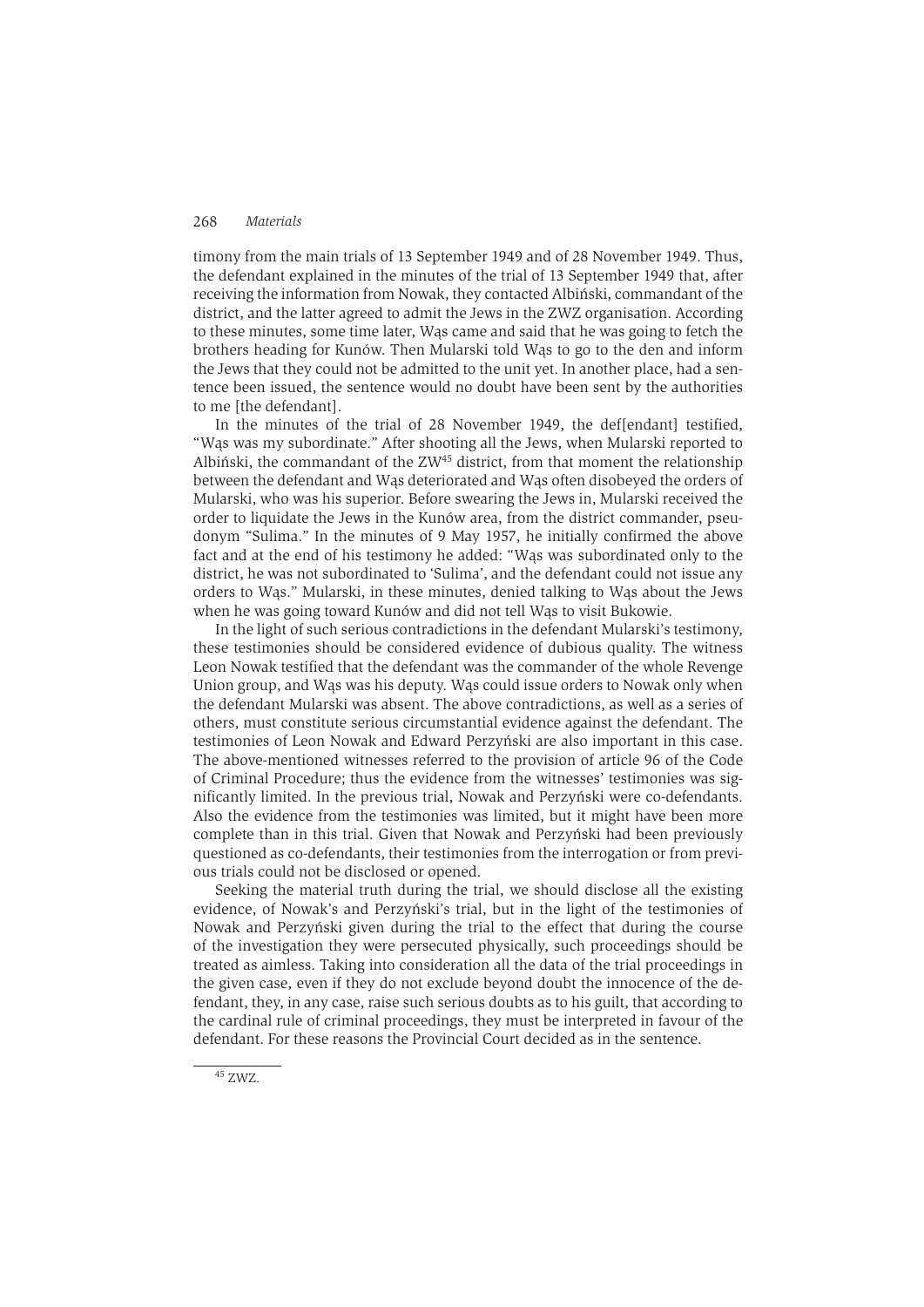timony from the main trials of 13 September 1949 and of 28 November 1949. Thus, the defendant explained in the minutes of the trial of 13 September 1949 that, after receiving the information from Nowak, they contacted Albiński, commandant of the district, and the latter agreed to admit the Jews in the ZWZ organisation. According to these minutes, some time later, Wąs came and said that he was going to fetch the brothers heading for Kunów. Then Mularski told Wąs to go to the den and inform the Jews that they could not be admitted to the unit yet. In another place, had a sentence been issued, the sentence would no doubt have been sent by the authorities to me [the defendant].

In the minutes of the trial of 28 November 1949, the def[endant] testified, "Wąs was my subordinate." After shooting all the Jews, when Mularski reported to Albiński, the commandant of the ZW[45] district, from that moment the relationship between the defendant and Wąs deteriorated and Wąs often disobeyed the orders of Mularski, who was his superior. Before swearing the Jews in, Mularski received the order to liquidate the Jews in the Kunów area, from the district commander, pseudonym "Sulima." In the minutes of 9 May 1957, he initially confirmed the above fact and at the end of his testimony he added: "Wąs was subordinated only to the district, he was not subordinated to 'Sulima', and the defendant could not issue any orders to Wąs." Mularski, in these minutes, denied talking to Wąs about the Jews when he was going toward Kunów and did not tell Wąs to visit Bukowie.

In the light of such serious contradictions in the defendant Mularski's testimony, these testimonies should be considered evidence of dubious quality. The witness Leon Nowak testified that the defendant was the commander of the whole Revenge Union group, and Wąs was his deputy. Wąs could issue orders to Nowak only when the defendant Mularski was absent. The above contradictions, as well as a series of others, must constitute serious circumstantial evidence against the defendant. The testimonies of Leon Nowak and Edward Perzyński are also important in this case. The above-mentioned witnesses referred to the provision of article 96 of the Code of Criminal Procedure; thus the evidence from the witnesses' testimonies was significantly limited. In the previous trial, Nowak and Perzyński were co-defendants. Also the evidence from the testimonies was limited, but it might have been more complete than in this trial. Given that Nowak and Perzyński had been previously questioned as co-defendants, their testimonies from the interrogation or from previous trials could not be disclosed or opened.

Seeking the material truth during the trial, we should disclose all the existing evidence, of Nowak's and Perzyński's trial, but in the light of the testimonies of Nowak and Perzyński given during the trial to the effect that during the course of the investigation they were persecuted physically, such proceedings should be treated as aimless. Taking into consideration all the data of the trial proceedings in the given case, even if they do not exclude beyond doubt the innocence of the defendant, they, in any case, raise such serious doubts as to his guilt, that according to the cardinal rule of criminal proceedings, they must be interpreted in favour of the defendant. For these reasons the Provincial Court decided as in the sentence.

[45] ZWZ.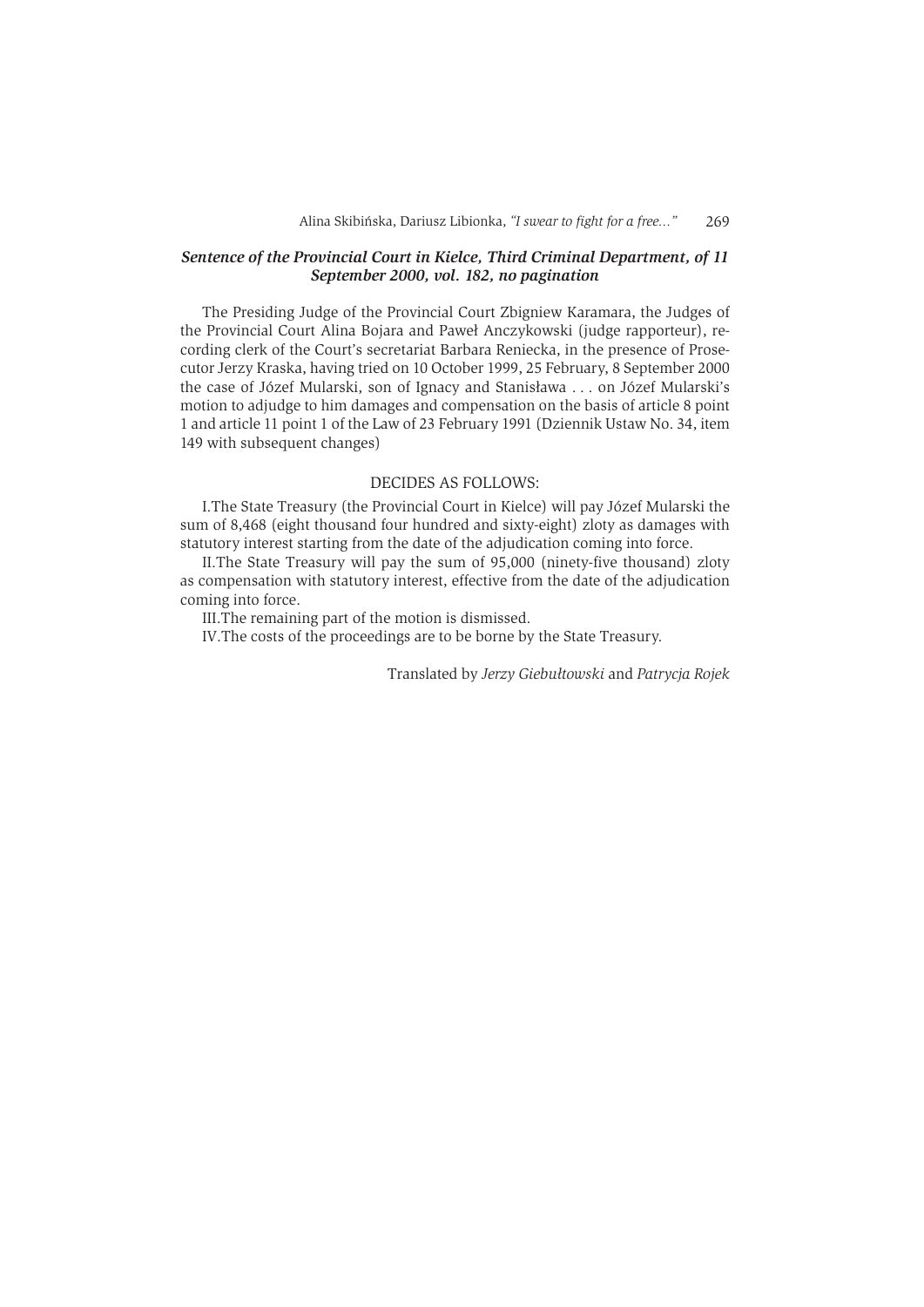***Sentence of the Provincial Court in Kielce, Third Criminal Department, of 11 September 2000, vol. 182, no pagination***

The Presiding Judge of the Provincial Court Zbigniew Karamara, the Judges of the Provincial Court Alina Bojara and Paweł Anczykowski (judge rapporteur), recording clerk of the Court's secretariat Barbara Reniecka, in the presence of Prosecutor Jerzy Kraska, having tried on 10 October 1999, 25 February, 8 September 2000 the case of Józef Mularski, son of Ignacy and Stanisława . . . on Józef Mularski's motion to adjudge to him damages and compensation on the basis of article 8 point 1 and article 11 point 1 of the Law of 23 February 1991 (Dziennik Ustaw No. 34, item 149 with subsequent changes)

DECIDES AS FOLLOWS:

I. The State Treasury (the Provincial Court in Kielce) will pay Józef Mularski the sum of 8,468 (eight thousand four hundred and sixty-eight) zloty as damages with statutory interest starting from the date of the adjudication coming into force.

II. The State Treasury will pay the sum of 95,000 (ninety-five thousand) zloty as compensation with statutory interest, effective from the date of the adjudication coming into force.

III. The remaining part of the motion is dismissed.

IV. The costs of the proceedings are to be borne by the State Treasury.

Translated by *Jerzy Giebułtowski* and *Patrycja Rojek*